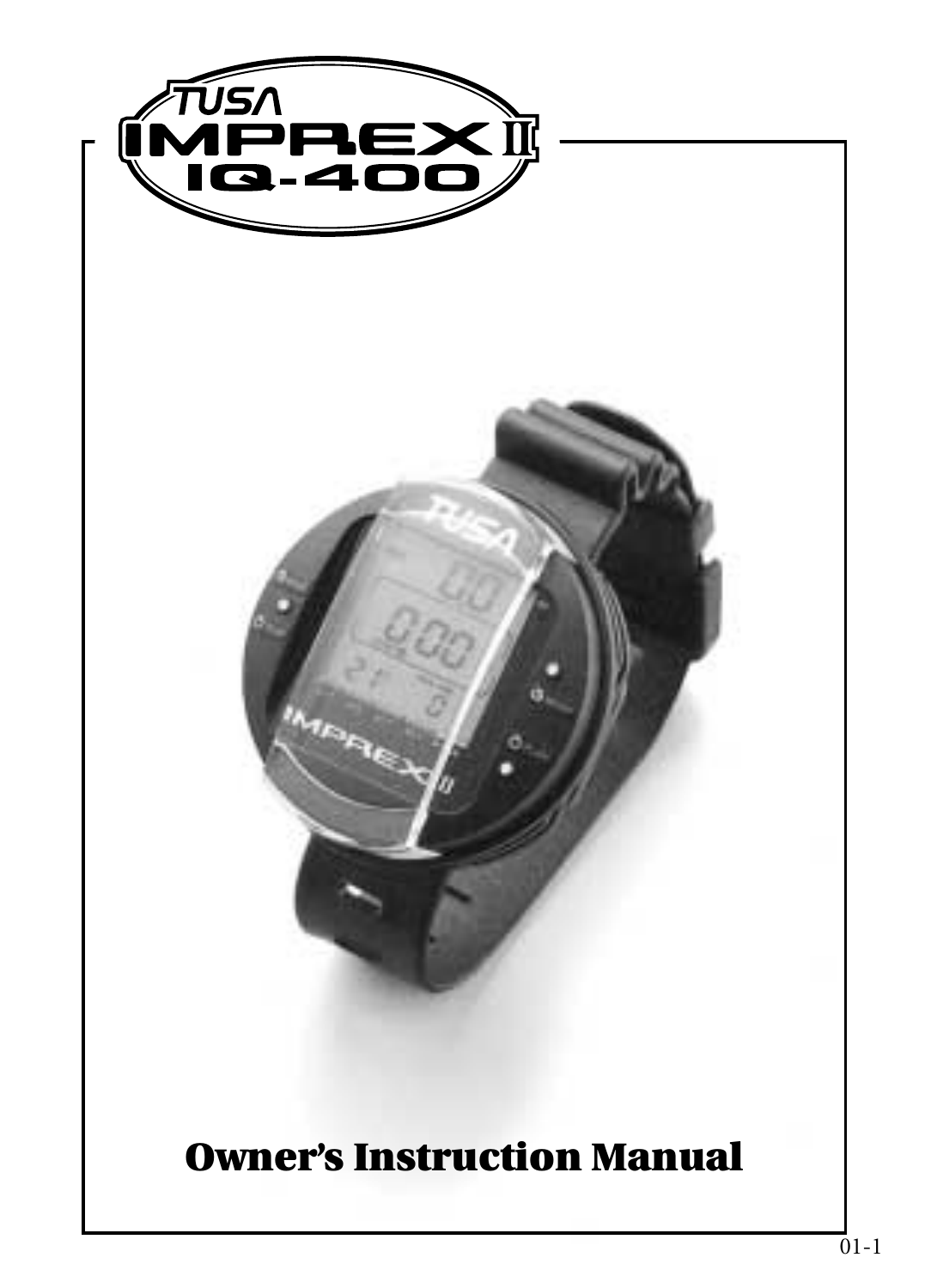# TUSA IMPREX II IQ-400

## Owner's Instruction Manual

01-1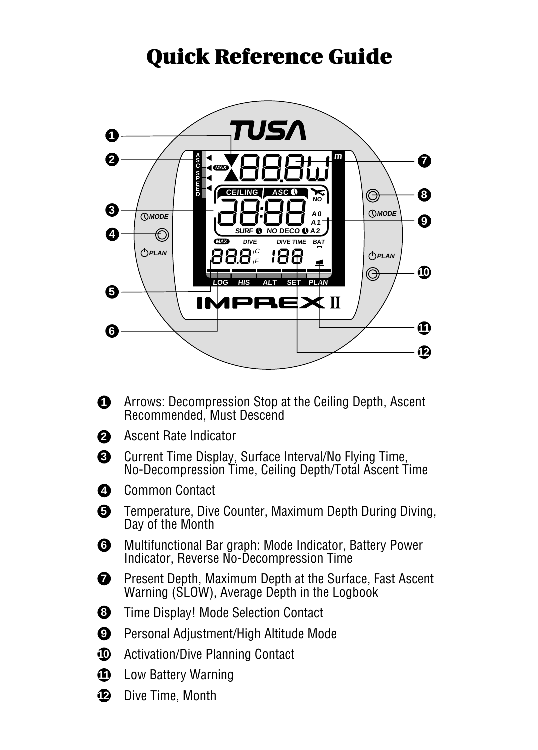# Quick Reference Guide

1. Arrows: Decompression Stop at the Ceiling Depth, Ascent Recommended, Must Descend
2. Ascent Rate Indicator
3. Current Time Display, Surface Interval/No Flying Time, No-Decompression Time, Ceiling Depth/Total Ascent Time
4. Common Contact
5. Temperature, Dive Counter, Maximum Depth During Diving, Day of the Month
6. Multifunctional Bar graph: Mode Indicator, Battery Power Indicator, Reverse No-Decompression Time
7. Present Depth, Maximum Depth at the Surface, Fast Ascent Warning (SLOW), Average Depth in the Logbook
8. Time Display! Mode Selection Contact
9. Personal Adjustment/High Altitude Mode
10. Activation/Dive Planning Contact
11. Low Battery Warning
12. Dive Time, Month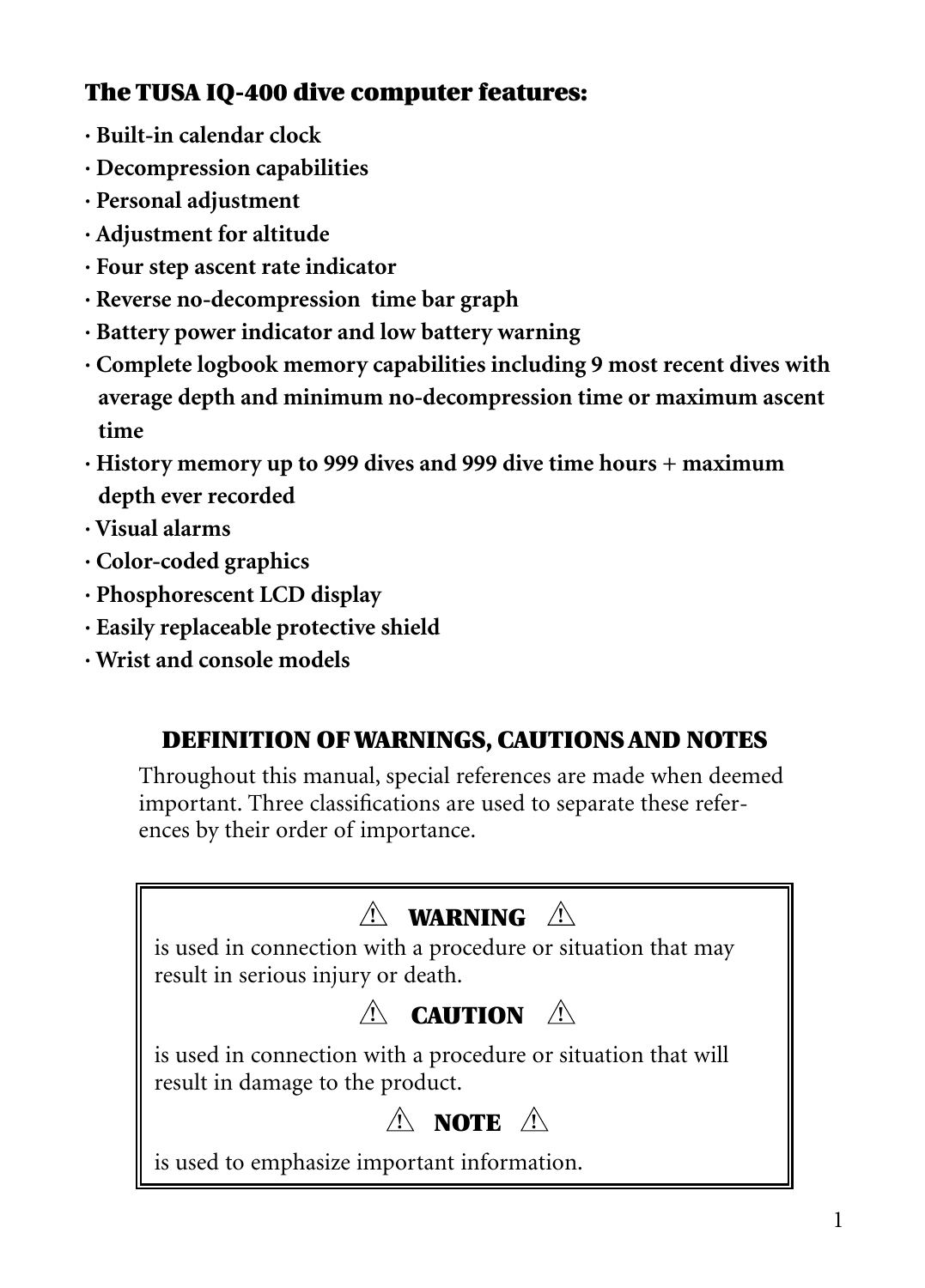## The TUSA IQ-400 dive computer features:

- **Built-in calendar clock**
- **Decompression capabilities**
- **Personal adjustment**
- **Adjustment for altitude**
- **Four step ascent rate indicator**
- **Reverse no-decompression time bar graph**
- **Battery power indicator and low battery warning**
- **Complete logbook memory capabilities including 9 most recent dives with average depth and minimum no-decompression time or maximum ascent time**
- **History memory up to 999 dives and 999 dive time hours + maximum depth ever recorded**
- **Visual alarms**
- **Color-coded graphics**
- **Phosphorescent LCD display**
- **Easily replaceable protective shield**
- **Wrist and console models**

## DEFINITION OF WARNINGS, CAUTIONS AND NOTES

Throughout this manual, special references are made when deemed important. Three classifications are used to separate these references by their order of importance.

> ⚠ **WARNING** ⚠
>
> is used in connection with a procedure or situation that may result in serious injury or death.
>
> ⚠ **CAUTION** ⚠
>
> is used in connection with a procedure or situation that will result in damage to the product.
>
> ⚠ **NOTE** ⚠
>
> is used to emphasize important information.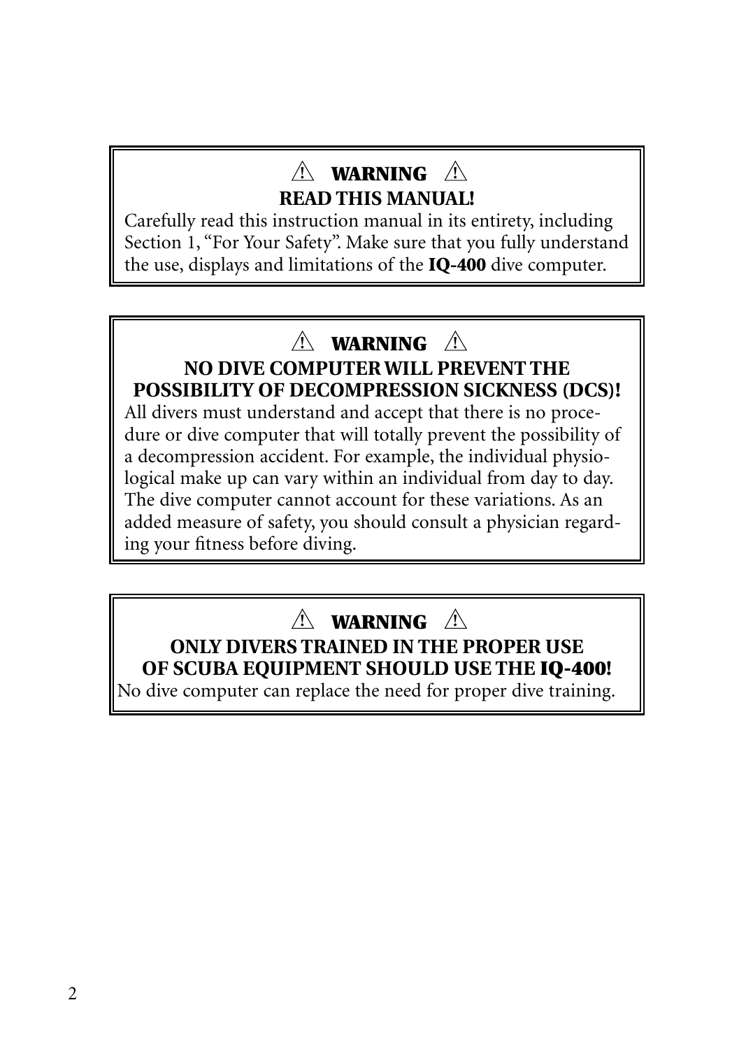**⚠ WARNING ⚠**

**READ THIS MANUAL!**

Carefully read this instruction manual in its entirety, including Section 1, "For Your Safety". Make sure that you fully understand the use, displays and limitations of the **IQ-400** dive computer.

**⚠ WARNING ⚠**

**NO DIVE COMPUTER WILL PREVENT THE POSSIBILITY OF DECOMPRESSION SICKNESS (DCS)!**

All divers must understand and accept that there is no procedure or dive computer that will totally prevent the possibility of a decompression accident. For example, the individual physiological make up can vary within an individual from day to day. The dive computer cannot account for these variations. As an added measure of safety, you should consult a physician regarding your fitness before diving.

**⚠ WARNING ⚠**

**ONLY DIVERS TRAINED IN THE PROPER USE OF SCUBA EQUIPMENT SHOULD USE THE IQ-400!**

No dive computer can replace the need for proper dive training.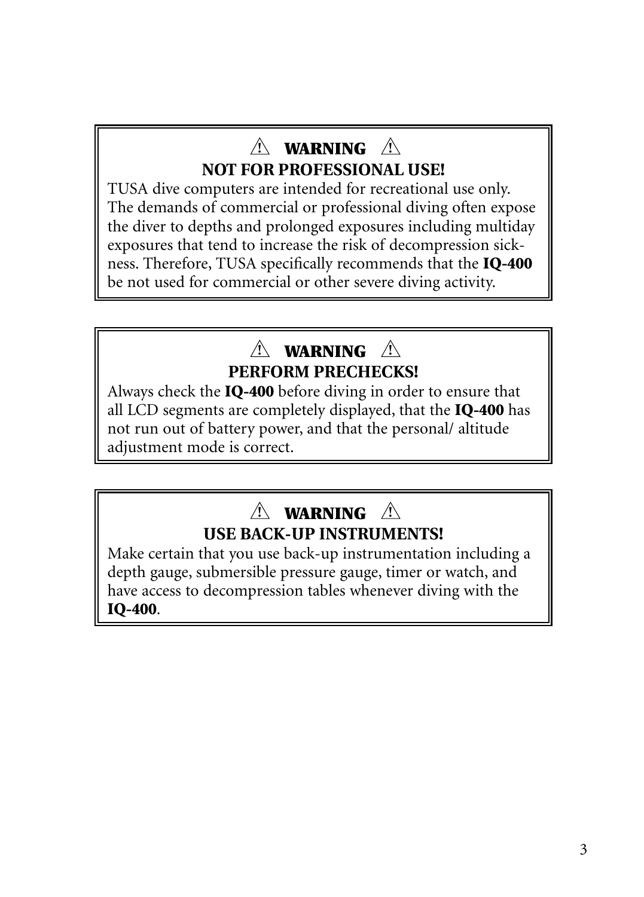**⚠ WARNING ⚠**

**NOT FOR PROFESSIONAL USE!**

TUSA dive computers are intended for recreational use only. The demands of commercial or professional diving often expose the diver to depths and prolonged exposures including multiday exposures that tend to increase the risk of decompression sickness. Therefore, TUSA specifically recommends that the **IQ-400** be not used for commercial or other severe diving activity.

**⚠ WARNING ⚠**

**PERFORM PRECHECKS!**

Always check the **IQ-400** before diving in order to ensure that all LCD segments are completely displayed, that the **IQ-400** has not run out of battery power, and that the personal/ altitude adjustment mode is correct.

**⚠ WARNING ⚠**

**USE BACK-UP INSTRUMENTS!**

Make certain that you use back-up instrumentation including a depth gauge, submersible pressure gauge, timer or watch, and have access to decompression tables whenever diving with the **IQ-400**.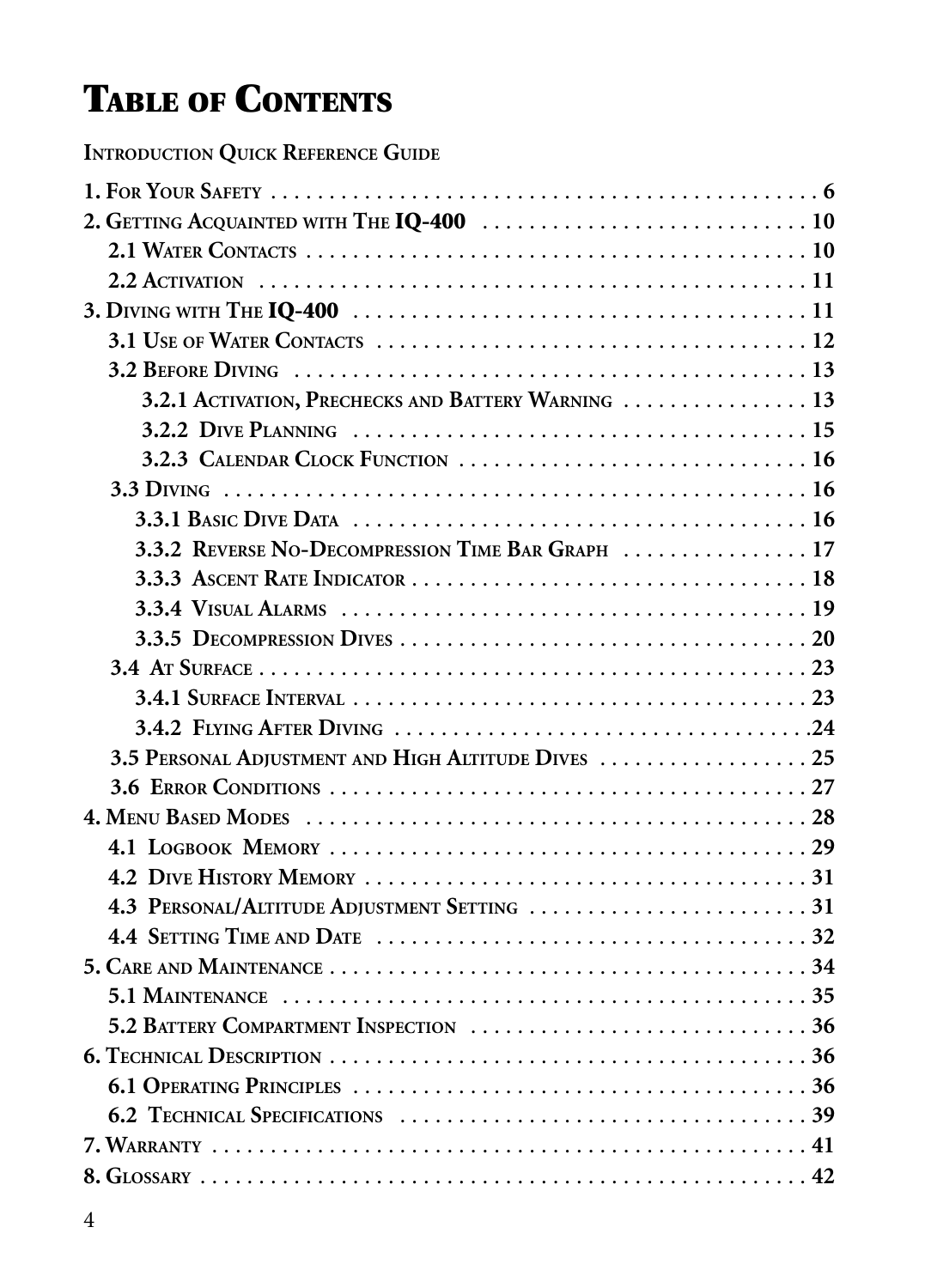# Table of Contents

Introduction Quick Reference Guide

1. For Your Safety . . . . . . . . . . . . . . . . . . . . . . . . . . . . . . . . . . . . . . . . . . . . . . 6
2. Getting Acquainted with The **IQ-400** . . . . . . . . . . . . . . . . . . . . . . . . . . . . 10
   - 2.1 Water Contacts . . . . . . . . . . . . . . . . . . . . . . . . . . . . . . . . . . . . . . . . . 10
   - 2.2 Activation . . . . . . . . . . . . . . . . . . . . . . . . . . . . . . . . . . . . . . . . . . . . 11
3. Diving with The **IQ-400** . . . . . . . . . . . . . . . . . . . . . . . . . . . . . . . . . . . . . . 11
   - 3.1 Use of Water Contacts . . . . . . . . . . . . . . . . . . . . . . . . . . . . . . . . . . . . 12
   - 3.2 Before Diving . . . . . . . . . . . . . . . . . . . . . . . . . . . . . . . . . . . . . . . . . . 13
     - 3.2.1 Activation, Prechecks and Battery Warning . . . . . . . . . . . . . . . . 13
     - 3.2.2 Dive Planning . . . . . . . . . . . . . . . . . . . . . . . . . . . . . . . . . . . . . . 15
     - 3.2.3 Calendar Clock Function . . . . . . . . . . . . . . . . . . . . . . . . . . . . . 16
   - 3.3 Diving . . . . . . . . . . . . . . . . . . . . . . . . . . . . . . . . . . . . . . . . . . . . . . . . 16
     - 3.3.1 Basic Dive Data . . . . . . . . . . . . . . . . . . . . . . . . . . . . . . . . . . . . . 16
     - 3.3.2 Reverse No-Decompression Time Bar Graph . . . . . . . . . . . . . . . . 17
     - 3.3.3 Ascent Rate Indicator . . . . . . . . . . . . . . . . . . . . . . . . . . . . . . . . . 18
     - 3.3.4 Visual Alarms . . . . . . . . . . . . . . . . . . . . . . . . . . . . . . . . . . . . . . . 19
     - 3.3.5 Decompression Dives . . . . . . . . . . . . . . . . . . . . . . . . . . . . . . . . . 20
   - 3.4 At Surface . . . . . . . . . . . . . . . . . . . . . . . . . . . . . . . . . . . . . . . . . . . . . 23
     - 3.4.1 Surface Interval . . . . . . . . . . . . . . . . . . . . . . . . . . . . . . . . . . . . . 23
     - 3.4.2 Flying After Diving . . . . . . . . . . . . . . . . . . . . . . . . . . . . . . . . . . .24
   - 3.5 Personal Adjustment and High Altitude Dives . . . . . . . . . . . . . . . . . . 25
   - 3.6 Error Conditions . . . . . . . . . . . . . . . . . . . . . . . . . . . . . . . . . . . . . . . . 27
4. Menu Based Modes . . . . . . . . . . . . . . . . . . . . . . . . . . . . . . . . . . . . . . . . . . . . 28
   - 4.1 Logbook Memory . . . . . . . . . . . . . . . . . . . . . . . . . . . . . . . . . . . . . . . . 29
   - 4.2 Dive History Memory . . . . . . . . . . . . . . . . . . . . . . . . . . . . . . . . . . . . . 31
   - 4.3 Personal/Altitude Adjustment Setting . . . . . . . . . . . . . . . . . . . . . . . . 31
   - 4.4 Setting Time and Date . . . . . . . . . . . . . . . . . . . . . . . . . . . . . . . . . . . 32
5. Care and Maintenance . . . . . . . . . . . . . . . . . . . . . . . . . . . . . . . . . . . . . . . . . 34
   - 5.1 Maintenance . . . . . . . . . . . . . . . . . . . . . . . . . . . . . . . . . . . . . . . . . . . 35
   - 5.2 Battery Compartment Inspection . . . . . . . . . . . . . . . . . . . . . . . . . . . . 36
6. Technical Description . . . . . . . . . . . . . . . . . . . . . . . . . . . . . . . . . . . . . . . . . 36
   - 6.1 Operating Principles . . . . . . . . . . . . . . . . . . . . . . . . . . . . . . . . . . . . . . 36
   - 6.2 Technical Specifications . . . . . . . . . . . . . . . . . . . . . . . . . . . . . . . . . . 39
7. Warranty . . . . . . . . . . . . . . . . . . . . . . . . . . . . . . . . . . . . . . . . . . . . . . . . . . 41
8. Glossary . . . . . . . . . . . . . . . . . . . . . . . . . . . . . . . . . . . . . . . . . . . . . . . . . . 42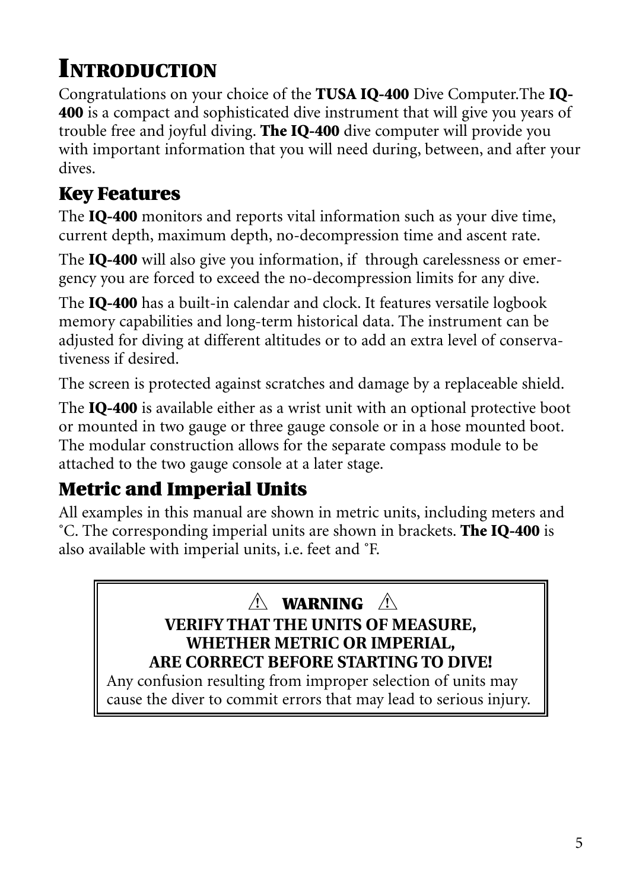# INTRODUCTION

Congratulations on your choice of the **TUSA IQ-400** Dive Computer.The **IQ-400** is a compact and sophisticated dive instrument that will give you years of trouble free and joyful diving. **The IQ-400** dive computer will provide you with important information that you will need during, between, and after your dives.

## Key Features

The **IQ-400** monitors and reports vital information such as your dive time, current depth, maximum depth, no-decompression time and ascent rate.

The **IQ-400** will also give you information, if through carelessness or emergency you are forced to exceed the no-decompression limits for any dive.

The **IQ-400** has a built-in calendar and clock. It features versatile logbook memory capabilities and long-term historical data. The instrument can be adjusted for diving at different altitudes or to add an extra level of conservativeness if desired.

The screen is protected against scratches and damage by a replaceable shield.

The **IQ-400** is available either as a wrist unit with an optional protective boot or mounted in two gauge or three gauge console or in a hose mounted boot. The modular construction allows for the separate compass module to be attached to the two gauge console at a later stage.

## Metric and Imperial Units

All examples in this manual are shown in metric units, including meters and ˚C. The corresponding imperial units are shown in brackets. **The IQ-400** is also available with imperial units, i.e. feet and ˚F.

> ⚠ **WARNING** ⚠
>
> **VERIFY THAT THE UNITS OF MEASURE, WHETHER METRIC OR IMPERIAL, ARE CORRECT BEFORE STARTING TO DIVE!**
>
> Any confusion resulting from improper selection of units may cause the diver to commit errors that may lead to serious injury.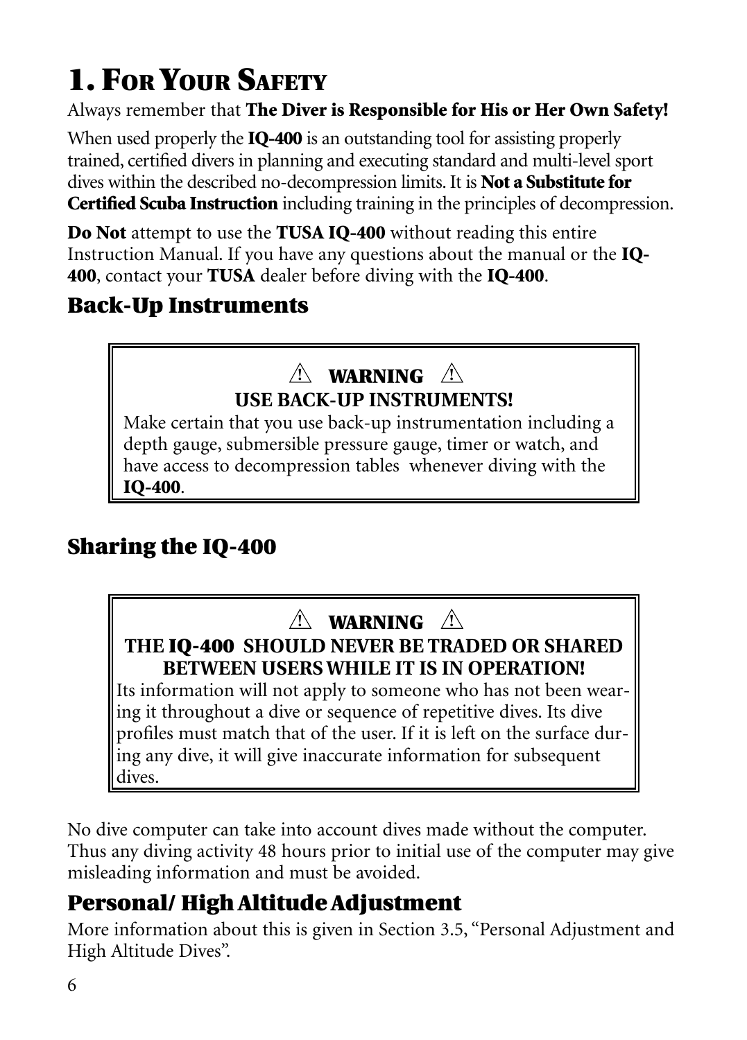# 1. For Your Safety

Always remember that **The Diver is Responsible for His or Her Own Safety!**

When used properly the **IQ-400** is an outstanding tool for assisting properly trained, certified divers in planning and executing standard and multi-level sport dives within the described no-decompression limits. It is **Not a Substitute for Certified Scuba Instruction** including training in the principles of decompression.

**Do Not** attempt to use the **TUSA IQ-400** without reading this entire Instruction Manual. If you have any questions about the manual or the **IQ-400**, contact your **TUSA** dealer before diving with the **IQ-400**.

## Back-Up Instruments

> ⚠ **WARNING** ⚠
>
> **USE BACK-UP INSTRUMENTS!**
>
> Make certain that you use back-up instrumentation including a depth gauge, submersible pressure gauge, timer or watch, and have access to decompression tables whenever diving with the **IQ-400**.

## Sharing the IQ-400

> ⚠ **WARNING** ⚠
>
> **THE IQ-400 SHOULD NEVER BE TRADED OR SHARED BETWEEN USERS WHILE IT IS IN OPERATION!**
>
> Its information will not apply to someone who has not been wearing it throughout a dive or sequence of repetitive dives. Its dive profiles must match that of the user. If it is left on the surface during any dive, it will give inaccurate information for subsequent dives.

No dive computer can take into account dives made without the computer. Thus any diving activity 48 hours prior to initial use of the computer may give misleading information and must be avoided.

## Personal/ High Altitude Adjustment

More information about this is given in Section 3.5, "Personal Adjustment and High Altitude Dives".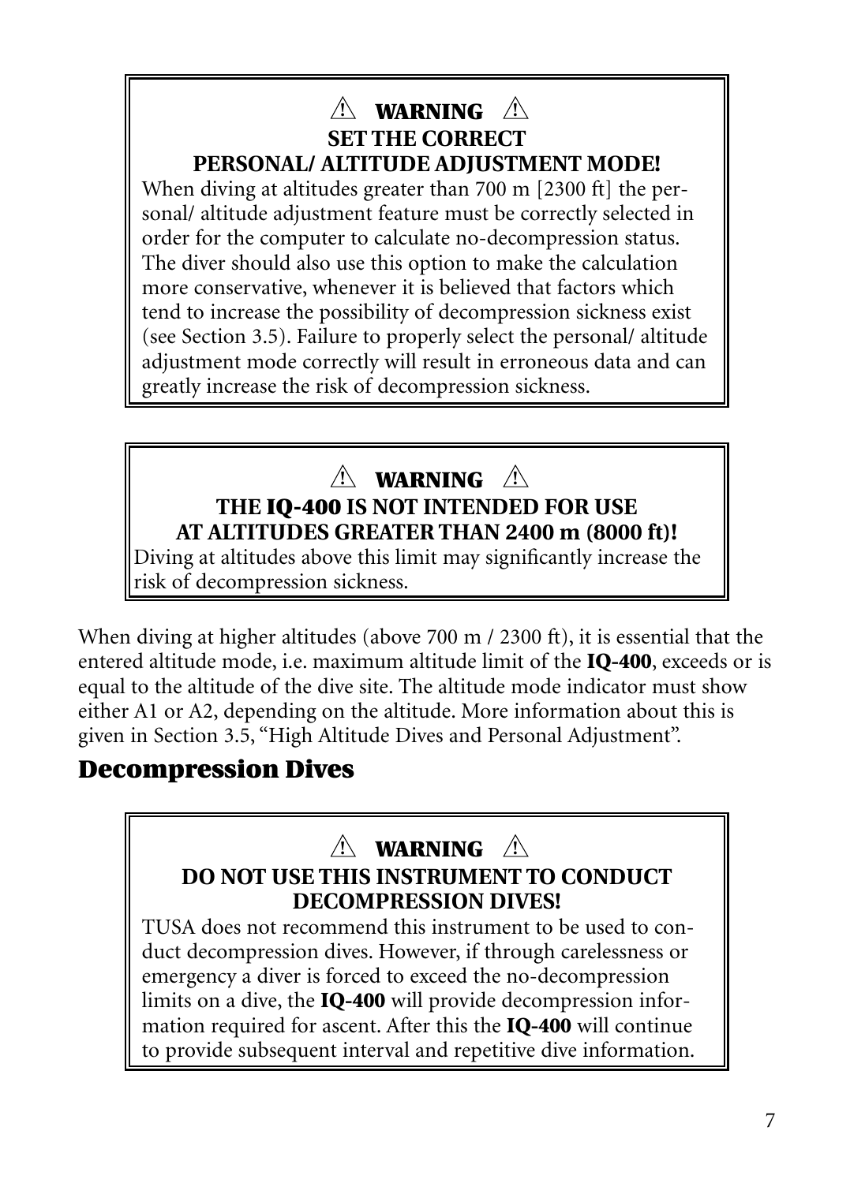**⚠ WARNING ⚠**

**SET THE CORRECT PERSONAL/ ALTITUDE ADJUSTMENT MODE!**

When diving at altitudes greater than 700 m [2300 ft] the personal/ altitude adjustment feature must be correctly selected in order for the computer to calculate no-decompression status. The diver should also use this option to make the calculation more conservative, whenever it is believed that factors which tend to increase the possibility of decompression sickness exist (see Section 3.5). Failure to properly select the personal/ altitude adjustment mode correctly will result in erroneous data and can greatly increase the risk of decompression sickness.

**⚠ WARNING ⚠**

**THE IQ-400 IS NOT INTENDED FOR USE AT ALTITUDES GREATER THAN 2400 m (8000 ft)!**

Diving at altitudes above this limit may significantly increase the risk of decompression sickness.

When diving at higher altitudes (above 700 m / 2300 ft), it is essential that the entered altitude mode, i.e. maximum altitude limit of the **IQ-400**, exceeds or is equal to the altitude of the dive site. The altitude mode indicator must show either A1 or A2, depending on the altitude. More information about this is given in Section 3.5, "High Altitude Dives and Personal Adjustment".

## Decompression Dives

**⚠ WARNING ⚠**

**DO NOT USE THIS INSTRUMENT TO CONDUCT DECOMPRESSION DIVES!**

TUSA does not recommend this instrument to be used to conduct decompression dives. However, if through carelessness or emergency a diver is forced to exceed the no-decompression limits on a dive, the **IQ-400** will provide decompression information required for ascent. After this the **IQ-400** will continue to provide subsequent interval and repetitive dive information.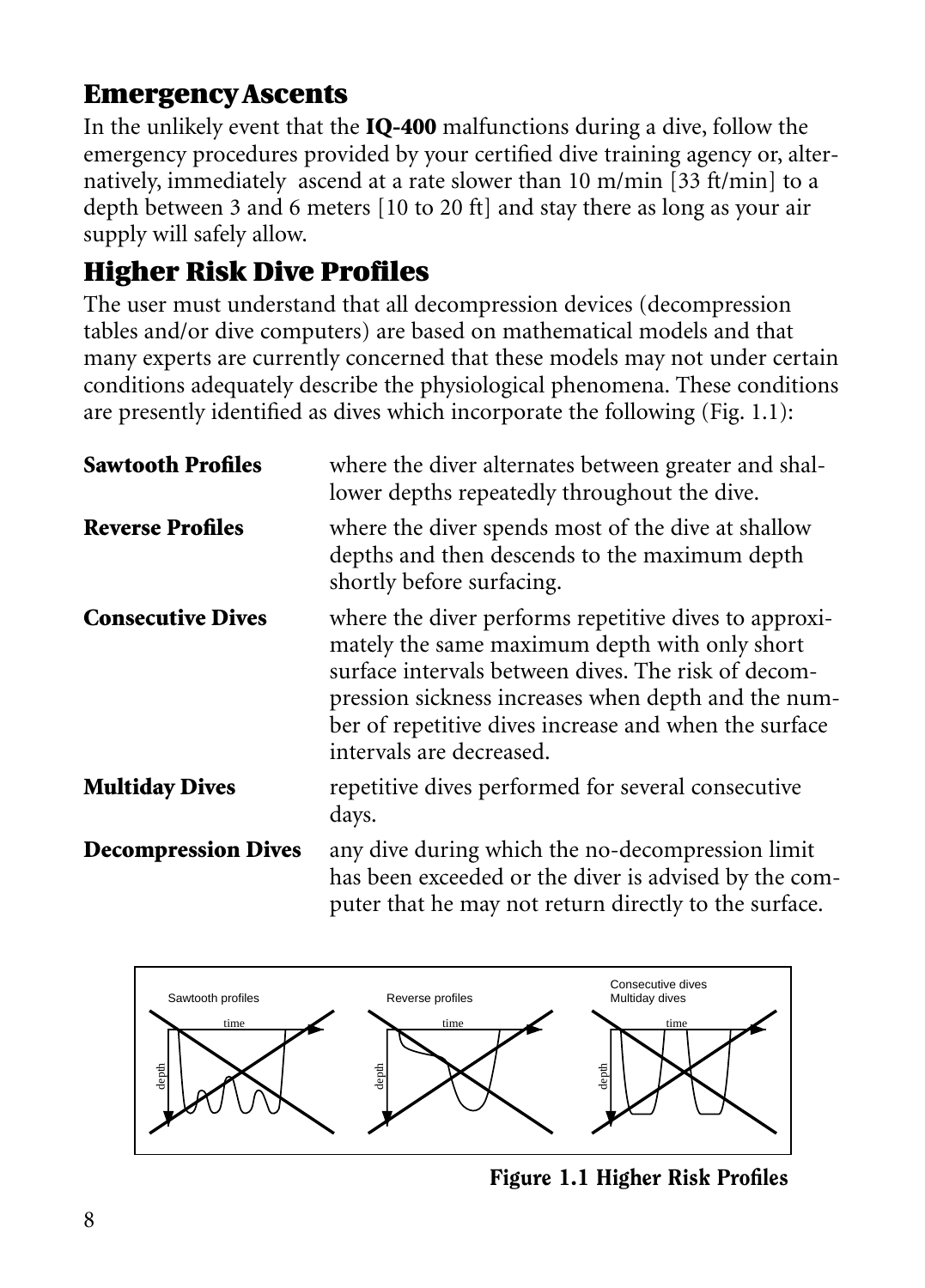## Emergency Ascents

In the unlikely event that the **IQ-400** malfunctions during a dive, follow the emergency procedures provided by your certified dive training agency or, alternatively, immediately ascend at a rate slower than 10 m/min [33 ft/min] to a depth between 3 and 6 meters [10 to 20 ft] and stay there as long as your air supply will safely allow.

## Higher Risk Dive Profiles

The user must understand that all decompression devices (decompression tables and/or dive computers) are based on mathematical models and that many experts are currently concerned that these models may not under certain conditions adequately describe the physiological phenomena. These conditions are presently identified as dives which incorporate the following (Fig. 1.1):

**Sawtooth Profiles** where the diver alternates between greater and shallower depths repeatedly throughout the dive.

**Reverse Profiles** where the diver spends most of the dive at shallow depths and then descends to the maximum depth shortly before surfacing.

**Consecutive Dives** where the diver performs repetitive dives to approximately the same maximum depth with only short surface intervals between dives. The risk of decompression sickness increases when depth and the number of repetitive dives increase and when the surface intervals are decreased.

**Multiday Dives** repetitive dives performed for several consecutive days.

**Decompression Dives** any dive during which the no-decompression limit has been exceeded or the diver is advised by the computer that he may not return directly to the surface.

**Figure 1.1 Higher Risk Profiles**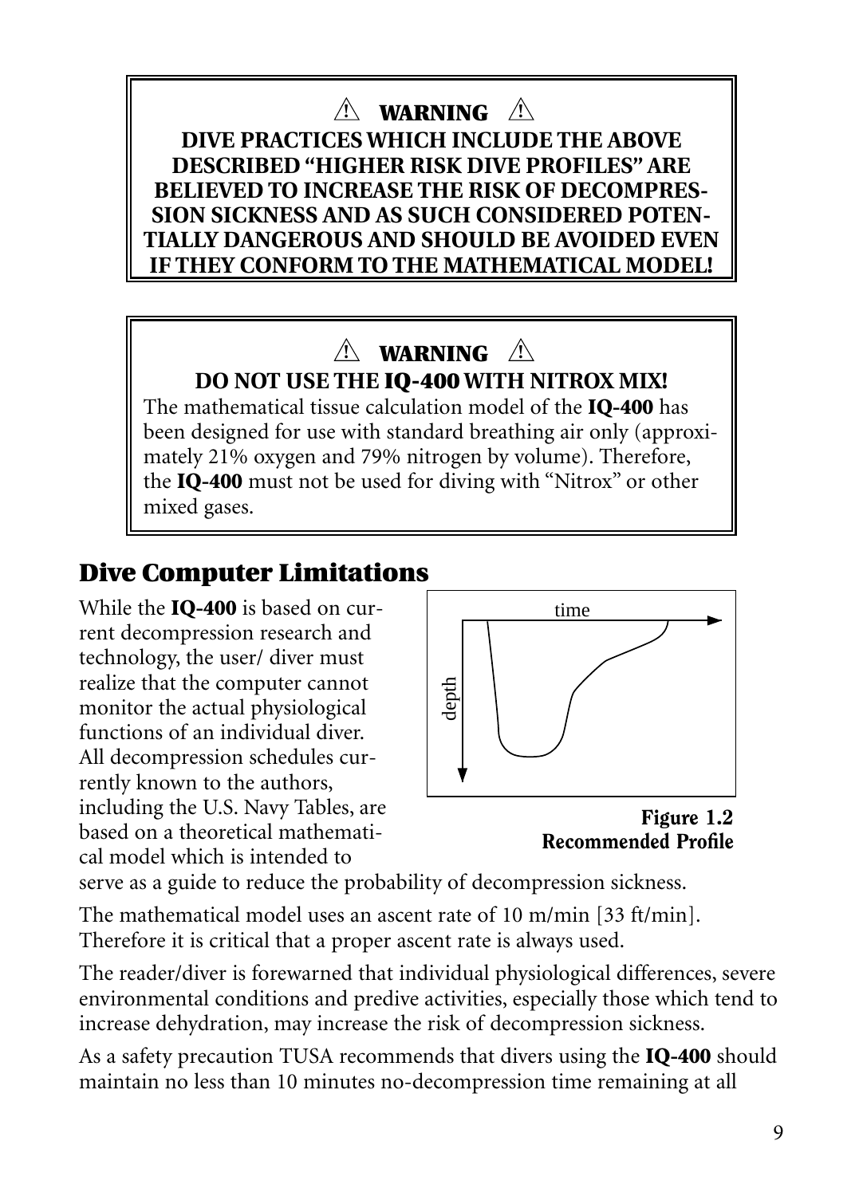**⚠ WARNING ⚠**

**DIVE PRACTICES WHICH INCLUDE THE ABOVE DESCRIBED "HIGHER RISK DIVE PROFILES" ARE BELIEVED TO INCREASE THE RISK OF DECOMPRESSION SICKNESS AND AS SUCH CONSIDERED POTENTIALLY DANGEROUS AND SHOULD BE AVOIDED EVEN IF THEY CONFORM TO THE MATHEMATICAL MODEL!**

**⚠ WARNING ⚠**

**DO NOT USE THE IQ-400 WITH NITROX MIX!**

The mathematical tissue calculation model of the **IQ-400** has been designed for use with standard breathing air only (approximately 21% oxygen and 79% nitrogen by volume). Therefore, the **IQ-400** must not be used for diving with "Nitrox" or other mixed gases.

## Dive Computer Limitations

While the **IQ-400** is based on current decompression research and technology, the user/ diver must realize that the computer cannot monitor the actual physiological functions of an individual diver. All decompression schedules currently known to the authors, including the U.S. Navy Tables, are based on a theoretical mathematical model which is intended to serve as a guide to reduce the probability of decompression sickness.

**Figure 1.2**
**Recommended Profile**

The mathematical model uses an ascent rate of 10 m/min [33 ft/min]. Therefore it is critical that a proper ascent rate is always used.

The reader/diver is forewarned that individual physiological differences, severe environmental conditions and predive activities, especially those which tend to increase dehydration, may increase the risk of decompression sickness.

As a safety precaution TUSA recommends that divers using the **IQ-400** should maintain no less than 10 minutes no-decompression time remaining at all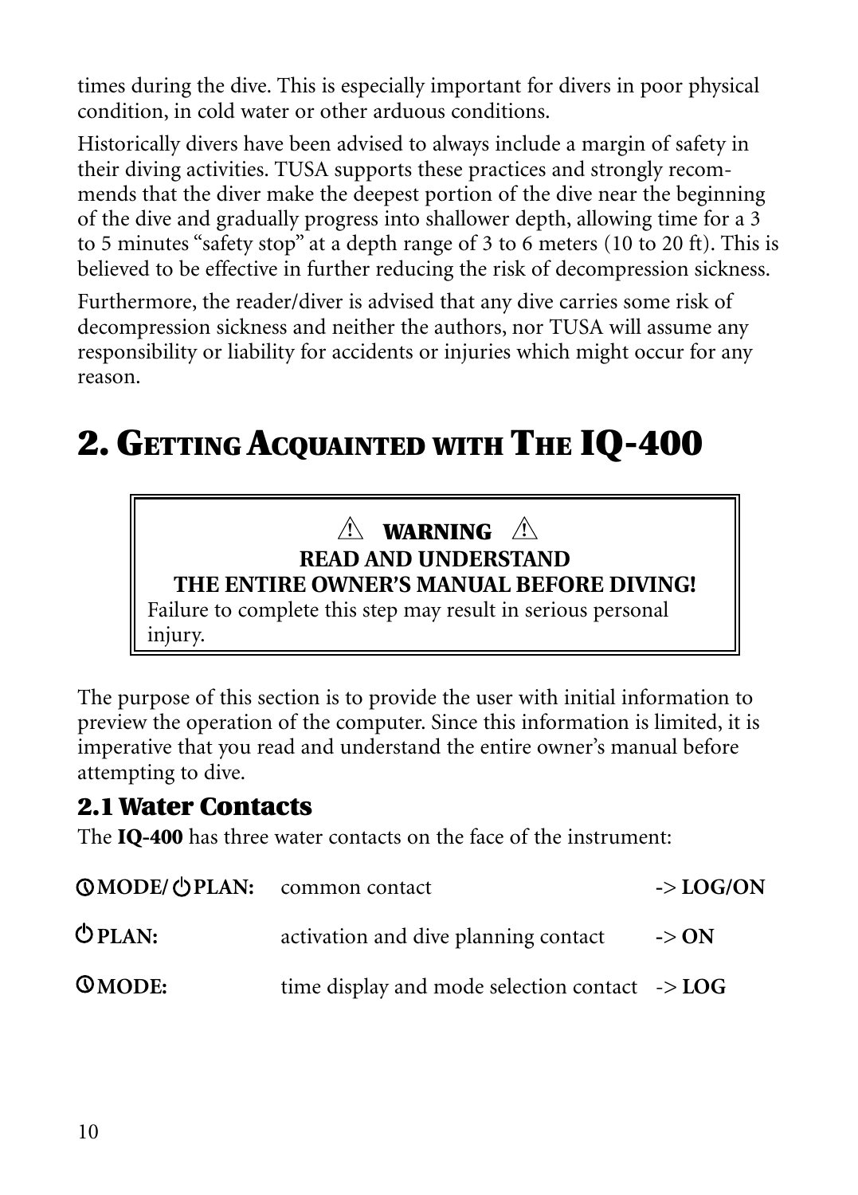times during the dive. This is especially important for divers in poor physical condition, in cold water or other arduous conditions.

Historically divers have been advised to always include a margin of safety in their diving activities. TUSA supports these practices and strongly recommends that the diver make the deepest portion of the dive near the beginning of the dive and gradually progress into shallower depth, allowing time for a 3 to 5 minutes "safety stop" at a depth range of 3 to 6 meters (10 to 20 ft). This is believed to be effective in further reducing the risk of decompression sickness.

Furthermore, the reader/diver is advised that any dive carries some risk of decompression sickness and neither the authors, nor TUSA will assume any responsibility or liability for accidents or injuries which might occur for any reason.

# 2. Getting Acquainted with The IQ-400

> ⚠ **WARNING** ⚠
>
> **READ AND UNDERSTAND THE ENTIRE OWNER'S MANUAL BEFORE DIVING!**
>
> Failure to complete this step may result in serious personal injury.

The purpose of this section is to provide the user with initial information to preview the operation of the computer. Since this information is limited, it is imperative that you read and understand the entire owner's manual before attempting to dive.

## 2.1 Water Contacts

The **IQ-400** has three water contacts on the face of the instrument:

| | | |
|---|---|---|
| **MODE/ PLAN:** | common contact | -> **LOG/ON** |
| **PLAN:** | activation and dive planning contact | -> **ON** |
| **MODE:** | time display and mode selection contact | -> **LOG** |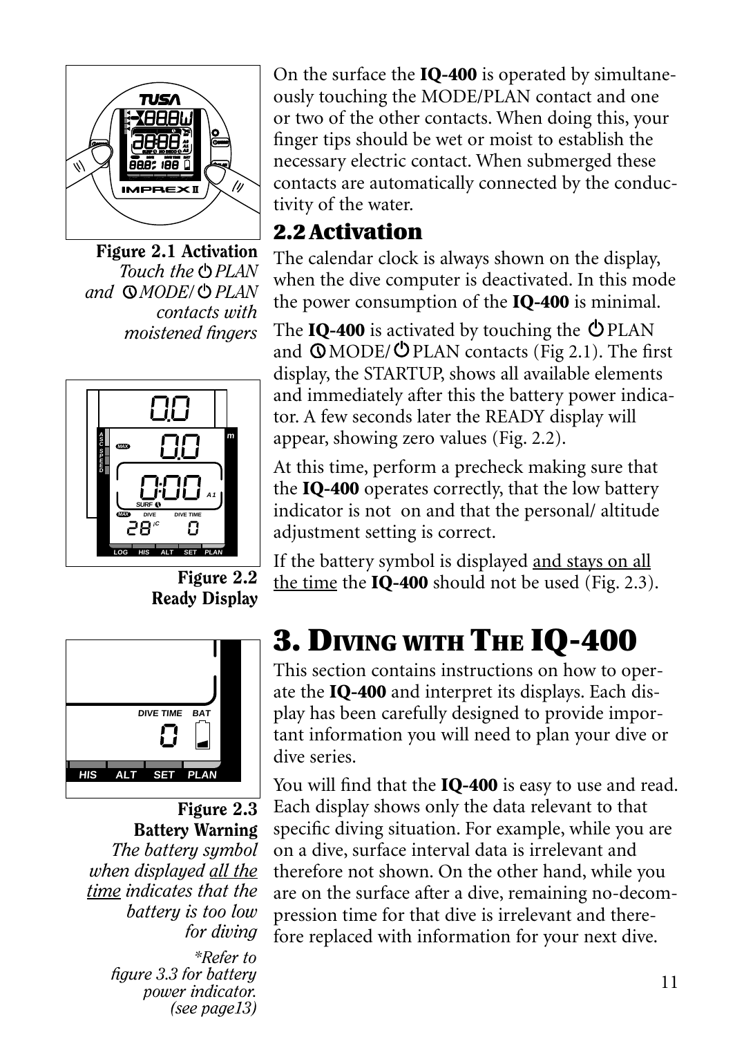On the surface the **IQ-400** is operated by simultaneously touching the MODE/PLAN contact and one or two of the other contacts. When doing this, your finger tips should be wet or moist to establish the necessary electric contact. When submerged these contacts are automatically connected by the conductivity of the water.

## 2.2 Activation

The calendar clock is always shown on the display, when the dive computer is deactivated. In this mode the power consumption of the **IQ-400** is minimal.

The **IQ-400** is activated by touching the ⏻PLAN and ⏻MODE/⏻PLAN contacts (Fig 2.1). The first display, the STARTUP, shows all available elements and immediately after this the battery power indicator. A few seconds later the READY display will appear, showing zero values (Fig. 2.2).

At this time, perform a precheck making sure that the **IQ-400** operates correctly, that the low battery indicator is not on and that the personal/ altitude adjustment setting is correct.

If the battery symbol is displayed <u>and stays on all the time</u> the **IQ-400** should not be used (Fig. 2.3).

**Figure 2.1 Activation**
*Touch the ⏻PLAN and ⏻MODE/⏻PLAN contacts with moistened fingers*

**Figure 2.2 Ready Display**

**Figure 2.3 Battery Warning**
*The battery symbol when displayed <u>all the time</u> indicates that the battery is too low for diving*

*\*Refer to figure 3.3 for battery power indicator. (see page13)*

# 3. Diving with The IQ-400

This section contains instructions on how to operate the **IQ-400** and interpret its displays. Each display has been carefully designed to provide important information you will need to plan your dive or dive series.

You will find that the **IQ-400** is easy to use and read. Each display shows only the data relevant to that specific diving situation. For example, while you are on a dive, surface interval data is irrelevant and therefore not shown. On the other hand, while you are on the surface after a dive, remaining no-decompression time for that dive is irrelevant and therefore replaced with information for your next dive.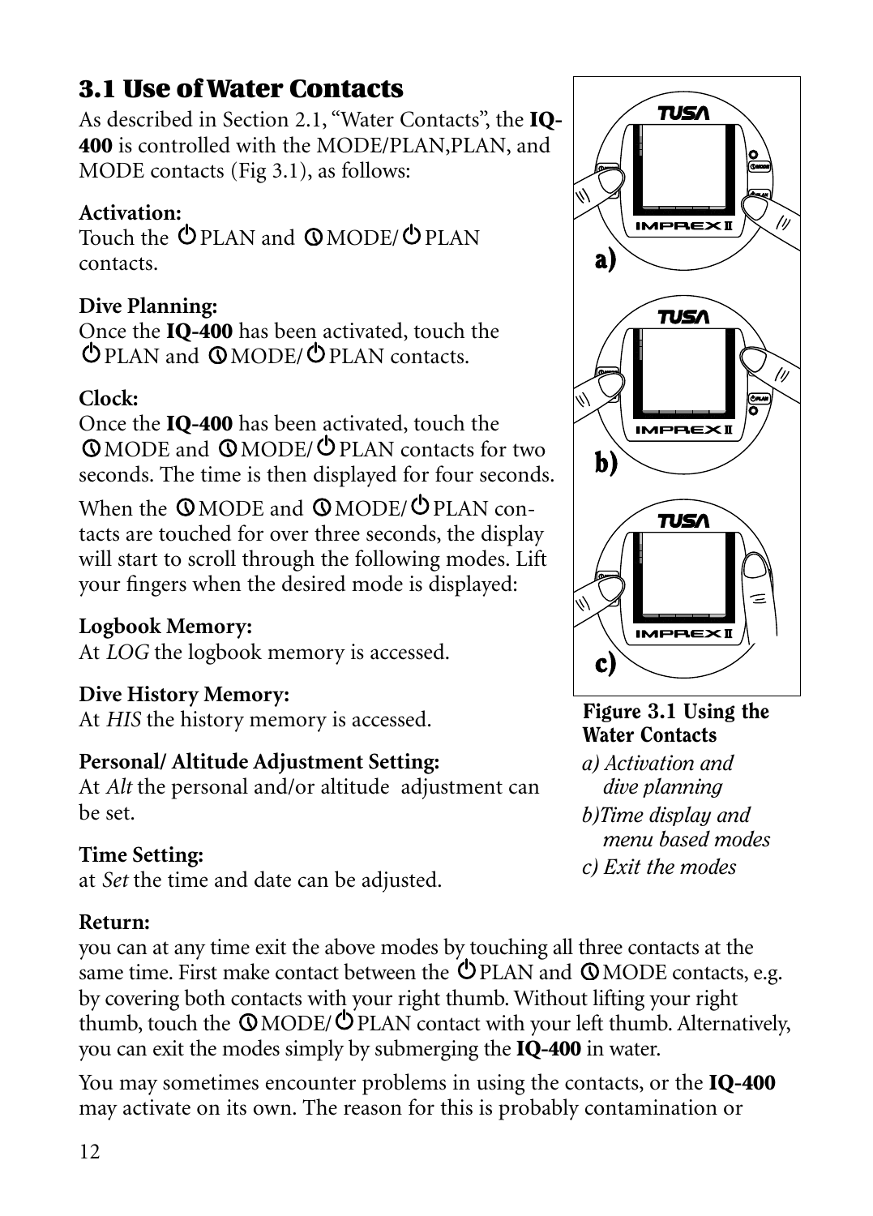## 3.1 Use of Water Contacts

As described in Section 2.1, "Water Contacts", the **IQ-400** is controlled with the MODE/PLAN,PLAN, and MODE contacts (Fig 3.1), as follows:

**Activation:**
Touch the ⏻PLAN and ⓠMODE/⏻PLAN contacts.

**Dive Planning:**
Once the **IQ-400** has been activated, touch the ⏻PLAN and ⓠMODE/⏻PLAN contacts.

**Clock:**
Once the **IQ-400** has been activated, touch the ⓠMODE and ⓠMODE/⏻PLAN contacts for two seconds. The time is then displayed for four seconds.

When the ⓠMODE and ⓠMODE/⏻PLAN contacts are touched for over three seconds, the display will start to scroll through the following modes. Lift your fingers when the desired mode is displayed:

**Logbook Memory:**
At *LOG* the logbook memory is accessed.

**Dive History Memory:**
At *HIS* the history memory is accessed.

**Personal/ Altitude Adjustment Setting:**
At *Alt* the personal and/or altitude adjustment can be set.

**Time Setting:**
at *Set* the time and date can be adjusted.

**Figure 3.1 Using the Water Contacts**

*a) Activation and dive planning*

*b)Time display and menu based modes*

*c) Exit the modes*

**Return:**
you can at any time exit the above modes by touching all three contacts at the same time. First make contact between the ⏻PLAN and ⓠMODE contacts, e.g. by covering both contacts with your right thumb. Without lifting your right thumb, touch the ⓠMODE/⏻PLAN contact with your left thumb. Alternatively, you can exit the modes simply by submerging the **IQ-400** in water.

You may sometimes encounter problems in using the contacts, or the **IQ-400** may activate on its own. The reason for this is probably contamination or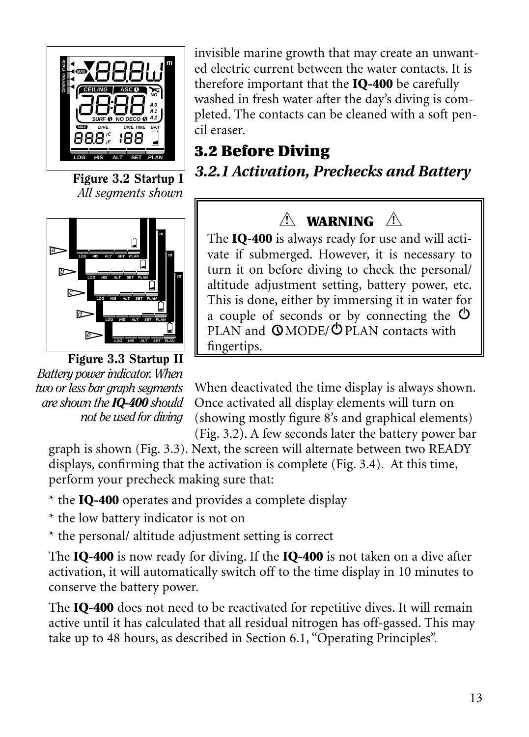invisible marine growth that may create an unwanted electric current between the water contacts. It is therefore important that the **IQ-400** be carefully washed in fresh water after the day's diving is completed. The contacts can be cleaned with a soft pencil eraser.

**Figure 3.2 Startup I**
*All segments shown*

**Figure 3.3 Startup II**
*Battery power indicator. When two or less bar graph segments are shown the **IQ-400** should not be used for diving*

## 3.2 Before Diving

### *3.2.1 Activation, Prechecks and Battery*

> ⚠ **WARNING** ⚠
>
> The **IQ-400** is always ready for use and will activate if submerged. However, it is necessary to turn it on before diving to check the personal/ altitude adjustment setting, battery power, etc. This is done, either by immersing it in water for a couple of seconds or by connecting the ⏻ PLAN and ⏲MODE/⏻PLAN contacts with fingertips.

When deactivated the time display is always shown. Once activated all display elements will turn on (showing mostly figure 8's and graphical elements) (Fig. 3.2). A few seconds later the battery power bar graph is shown (Fig. 3.3). Next, the screen will alternate between two READY displays, confirming that the activation is complete (Fig. 3.4). At this time, perform your precheck making sure that:

* the **IQ-400** operates and provides a complete display
* the low battery indicator is not on
* the personal/ altitude adjustment setting is correct

The **IQ-400** is now ready for diving. If the **IQ-400** is not taken on a dive after activation, it will automatically switch off to the time display in 10 minutes to conserve the battery power.

The **IQ-400** does not need to be reactivated for repetitive dives. It will remain active until it has calculated that all residual nitrogen has off-gassed. This may take up to 48 hours, as described in Section 6.1, "Operating Principles".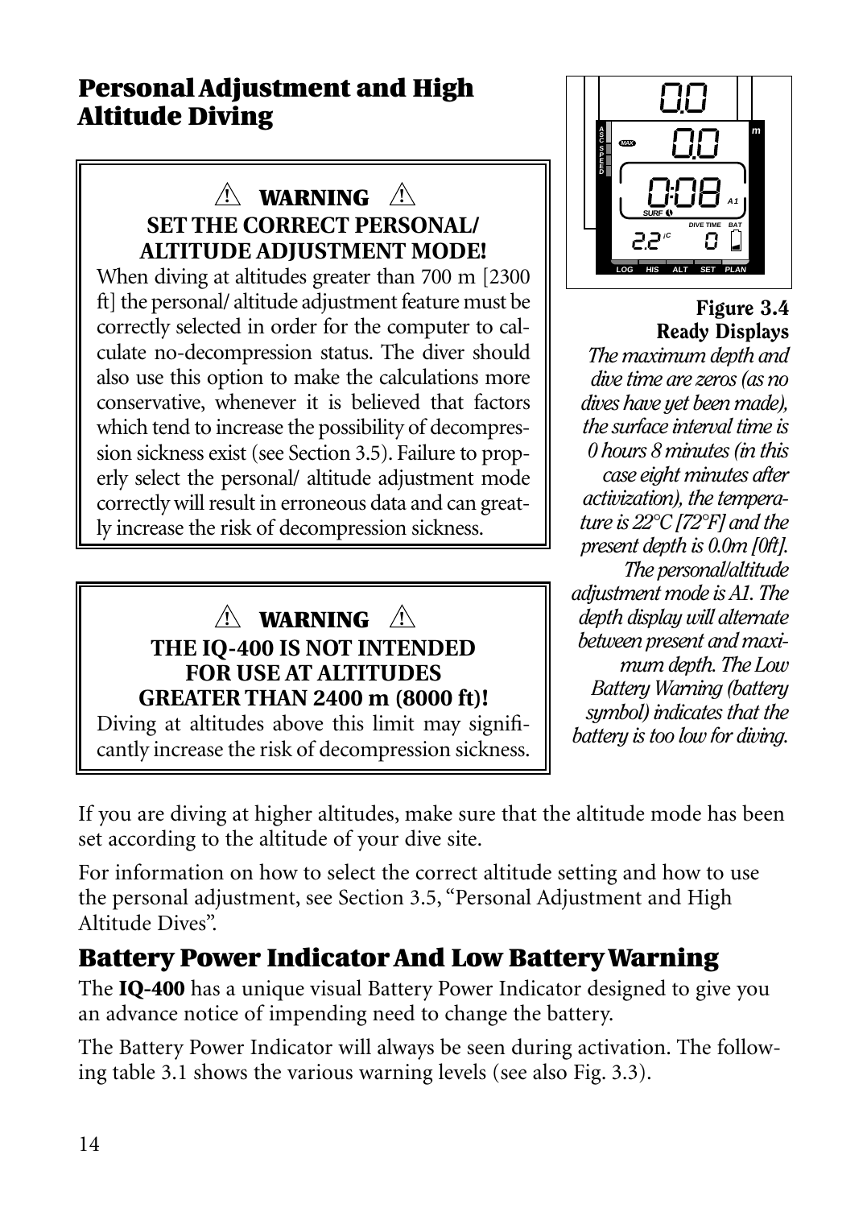## Personal Adjustment and High Altitude Diving

> ⚠ **WARNING** ⚠
>
> **SET THE CORRECT PERSONAL/ ALTITUDE ADJUSTMENT MODE!**
>
> When diving at altitudes greater than 700 m [2300 ft] the personal/ altitude adjustment feature must be correctly selected in order for the computer to calculate no-decompression status. The diver should also use this option to make the calculations more conservative, whenever it is believed that factors which tend to increase the possibility of decompression sickness exist (see Section 3.5). Failure to properly select the personal/ altitude adjustment mode correctly will result in erroneous data and can greatly increase the risk of decompression sickness.

> ⚠ **WARNING** ⚠
>
> **THE IQ-400 IS NOT INTENDED FOR USE AT ALTITUDES GREATER THAN 2400 m (8000 ft)!**
>
> Diving at altitudes above this limit may significantly increase the risk of decompression sickness.

**Figure 3.4**
**Ready Displays**

*The maximum depth and dive time are zeros (as no dives have yet been made), the surface interval time is 0 hours 8 minutes (in this case eight minutes after activization), the temperature is 22°C [72°F] and the present depth is 0.0m [0ft]. The personal/altitude adjustment mode is A1. The depth display will alternate between present and maximum depth. The Low Battery Warning (battery symbol) indicates that the battery is too low for diving.*

If you are diving at higher altitudes, make sure that the altitude mode has been set according to the altitude of your dive site.

For information on how to select the correct altitude setting and how to use the personal adjustment, see Section 3.5, "Personal Adjustment and High Altitude Dives".

## Battery Power Indicator And Low Battery Warning

The **IQ-400** has a unique visual Battery Power Indicator designed to give you an advance notice of impending need to change the battery.

The Battery Power Indicator will always be seen during activation. The following table 3.1 shows the various warning levels (see also Fig. 3.3).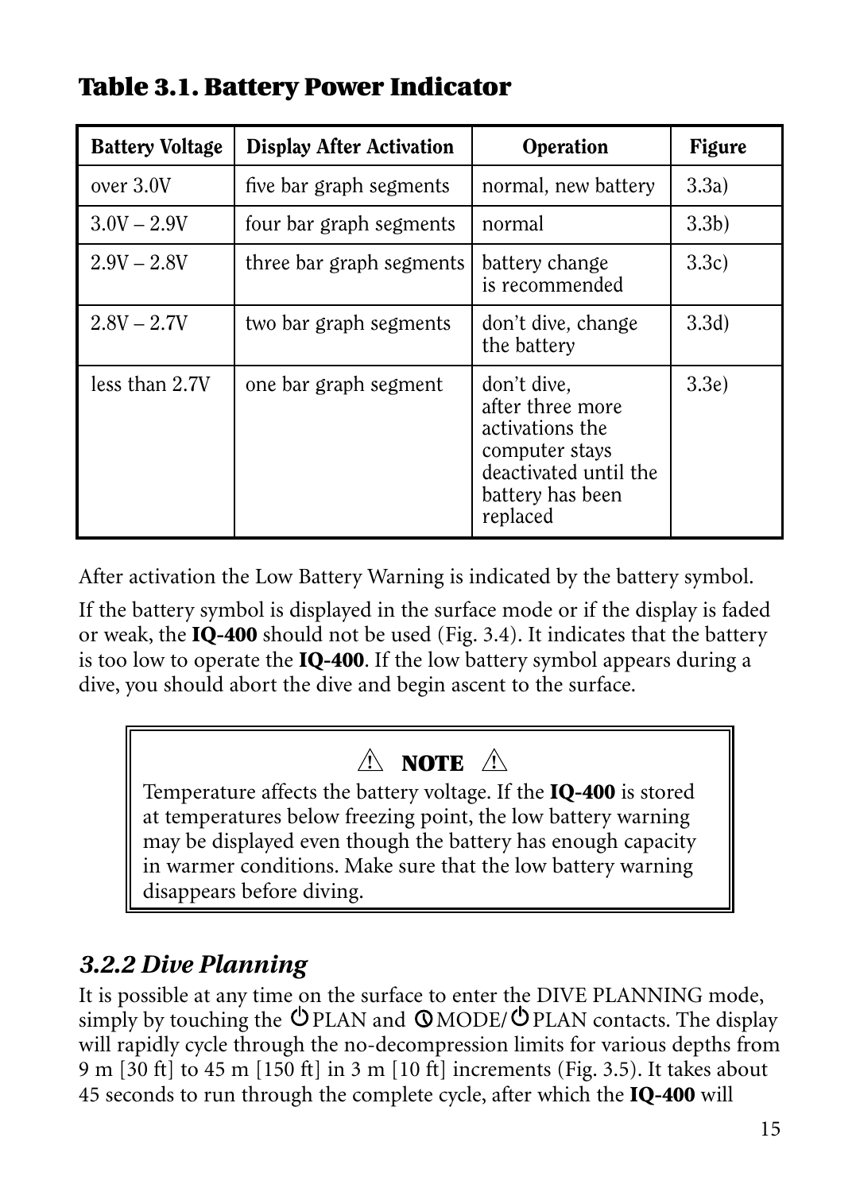## Table 3.1. Battery Power Indicator

| Battery Voltage | Display After Activation | Operation | Figure |
|---|---|---|---|
| over 3.0V | five bar graph segments | normal, new battery | 3.3a) |
| 3.0V – 2.9V | four bar graph segments | normal | 3.3b) |
| 2.9V – 2.8V | three bar graph segments | battery change is recommended | 3.3c) |
| 2.8V – 2.7V | two bar graph segments | don't dive, change the battery | 3.3d) |
| less than 2.7V | one bar graph segment | don't dive, after three more activations the computer stays deactivated until the battery has been replaced | 3.3e) |

After activation the Low Battery Warning is indicated by the battery symbol.

If the battery symbol is displayed in the surface mode or if the display is faded or weak, the **IQ-400** should not be used (Fig. 3.4). It indicates that the battery is too low to operate the **IQ-400**. If the low battery symbol appears during a dive, you should abort the dive and begin ascent to the surface.

> ⚠ **NOTE** ⚠
>
> Temperature affects the battery voltage. If the **IQ-400** is stored at temperatures below freezing point, the low battery warning may be displayed even though the battery has enough capacity in warmer conditions. Make sure that the low battery warning disappears before diving.

### *3.2.2 Dive Planning*

It is possible at any time on the surface to enter the DIVE PLANNING mode, simply by touching the ⏻PLAN and ⏱MODE/⏻PLAN contacts. The display will rapidly cycle through the no-decompression limits for various depths from 9 m [30 ft] to 45 m [150 ft] in 3 m [10 ft] increments (Fig. 3.5). It takes about 45 seconds to run through the complete cycle, after which the **IQ-400** will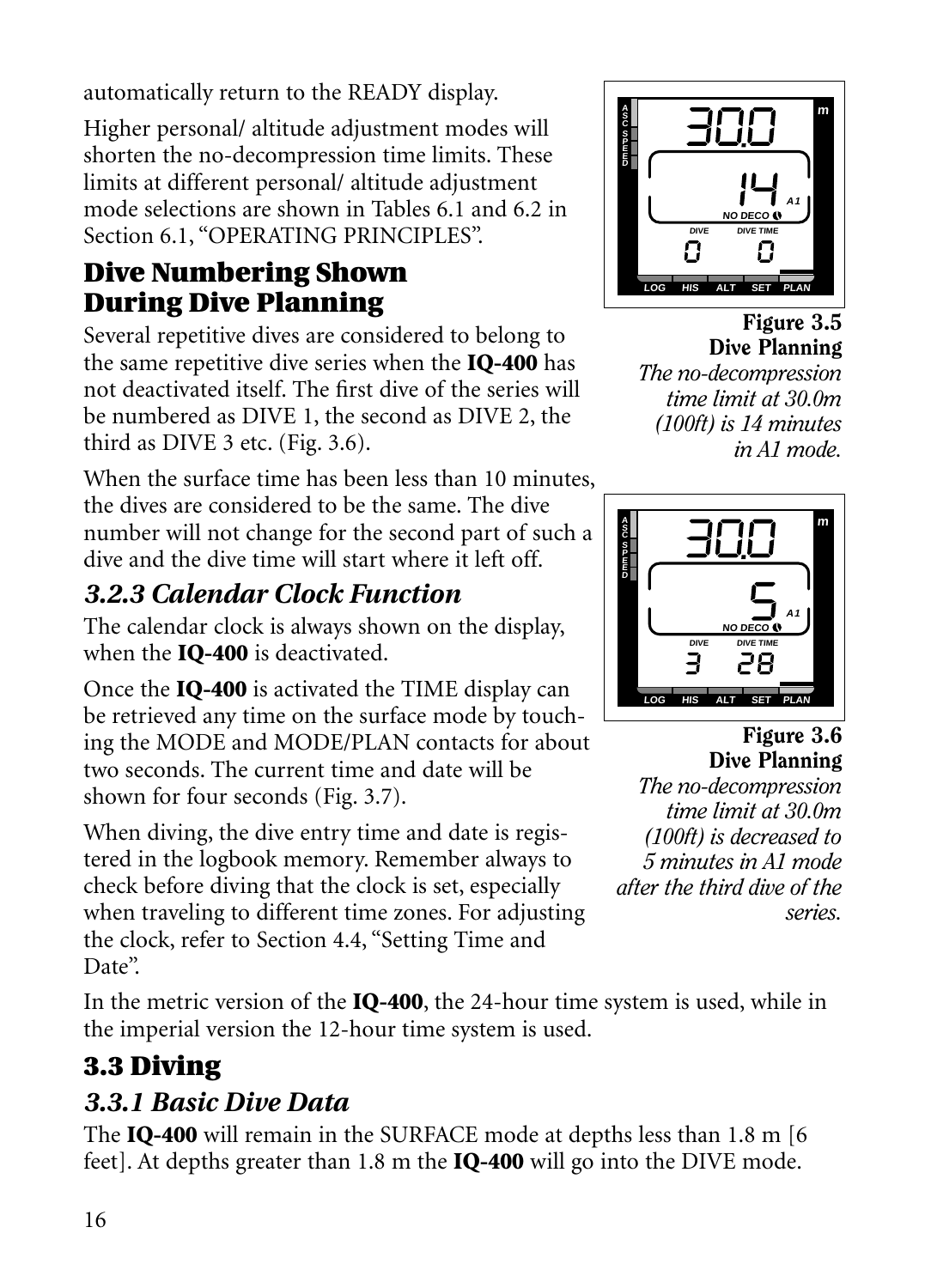automatically return to the READY display.

Higher personal/ altitude adjustment modes will shorten the no-decompression time limits. These limits at different personal/ altitude adjustment mode selections are shown in Tables 6.1 and 6.2 in Section 6.1, "OPERATING PRINCIPLES".

## Dive Numbering Shown During Dive Planning

Several repetitive dives are considered to belong to the same repetitive dive series when the **IQ-400** has not deactivated itself. The first dive of the series will be numbered as DIVE 1, the second as DIVE 2, the third as DIVE 3 etc. (Fig. 3.6).

When the surface time has been less than 10 minutes, the dives are considered to be the same. The dive number will not change for the second part of such a dive and the dive time will start where it left off.

**Figure 3.5**
**Dive Planning**
*The no-decompression time limit at 30.0m (100ft) is 14 minutes in A1 mode.*

**Figure 3.6**
**Dive Planning**
*The no-decompression time limit at 30.0m (100ft) is decreased to 5 minutes in A1 mode after the third dive of the series.*

### *3.2.3 Calendar Clock Function*

The calendar clock is always shown on the display, when the **IQ-400** is deactivated.

Once the **IQ-400** is activated the TIME display can be retrieved any time on the surface mode by touching the MODE and MODE/PLAN contacts for about two seconds. The current time and date will be shown for four seconds (Fig. 3.7).

When diving, the dive entry time and date is registered in the logbook memory. Remember always to check before diving that the clock is set, especially when traveling to different time zones. For adjusting the clock, refer to Section 4.4, "Setting Time and Date".

In the metric version of the **IQ-400**, the 24-hour time system is used, while in the imperial version the 12-hour time system is used.

## 3.3 Diving

### *3.3.1 Basic Dive Data*

The **IQ-400** will remain in the SURFACE mode at depths less than 1.8 m [6 feet]. At depths greater than 1.8 m the **IQ-400** will go into the DIVE mode.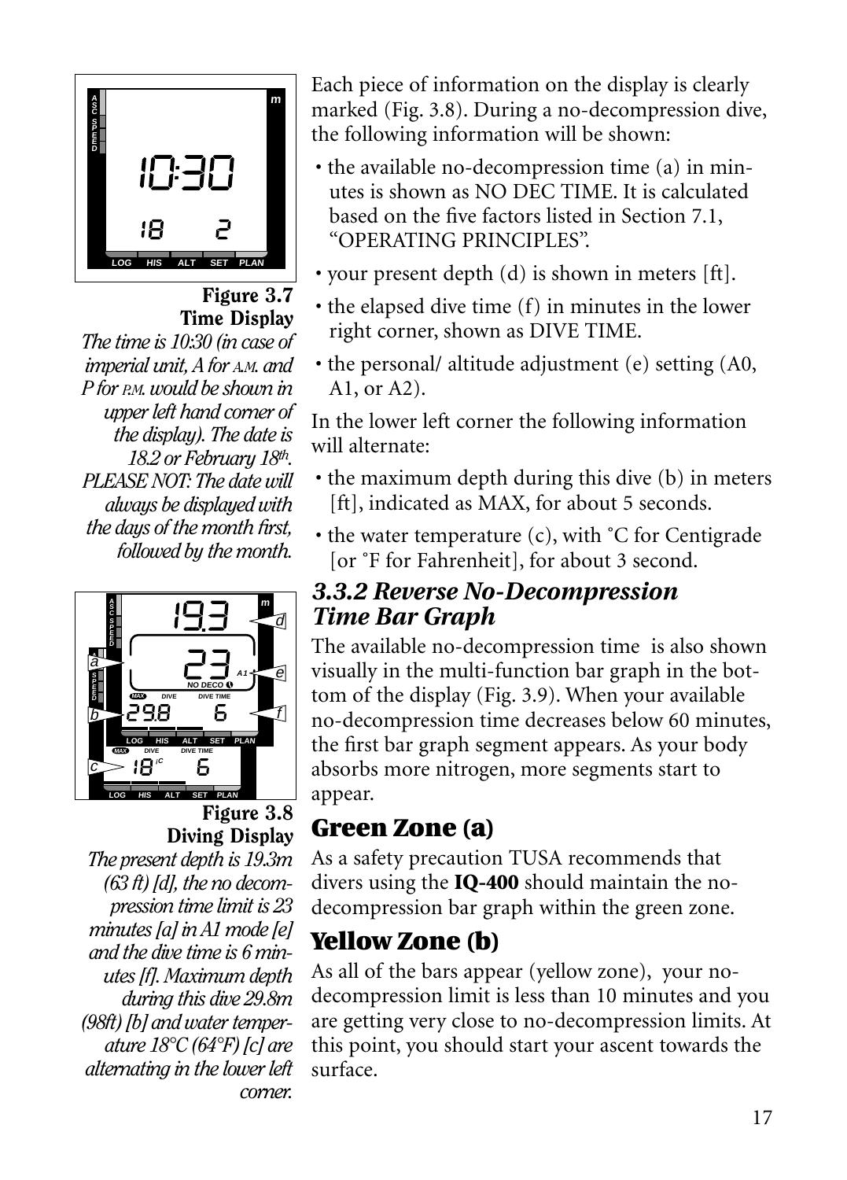**Figure 3.7**
**Time Display**

*The time is 10:30 (in case of imperial unit, A for A.M. and P for P.M. would be shown in upper left hand corner of the display). The date is 18.2 or February 18th. PLEASE NOT: The date will always be displayed with the days of the month first, followed by the month.*

**Figure 3.8**
**Diving Display**

*The present depth is 19.3m (63 ft) [d], the no decompression time limit is 23 minutes [a] in A1 mode [e] and the dive time is 6 minutes [f]. Maximum depth during this dive 29.8m (98ft) [b] and water temperature 18°C (64°F) [c] are alternating in the lower left corner.*

Each piece of information on the display is clearly marked (Fig. 3.8). During a no-decompression dive, the following information will be shown:

- the available no-decompression time (a) in minutes is shown as NO DEC TIME. It is calculated based on the five factors listed in Section 7.1, "OPERATING PRINCIPLES".
- your present depth (d) is shown in meters [ft].
- the elapsed dive time (f) in minutes in the lower right corner, shown as DIVE TIME.
- the personal/ altitude adjustment (e) setting (A0, A1, or A2).

In the lower left corner the following information will alternate:

- the maximum depth during this dive (b) in meters [ft], indicated as MAX, for about 5 seconds.
- the water temperature (c), with °C for Centigrade [or °F for Fahrenheit], for about 3 second.

### 3.3.2 Reverse No-Decompression Time Bar Graph

The available no-decompression time is also shown visually in the multi-function bar graph in the bottom of the display (Fig. 3.9). When your available no-decompression time decreases below 60 minutes, the first bar graph segment appears. As your body absorbs more nitrogen, more segments start to appear.

## Green Zone (a)

As a safety precaution TUSA recommends that divers using the **IQ-400** should maintain the no-decompression bar graph within the green zone.

## Yellow Zone (b)

As all of the bars appear (yellow zone), your no-decompression limit is less than 10 minutes and you are getting very close to no-decompression limits. At this point, you should start your ascent towards the surface.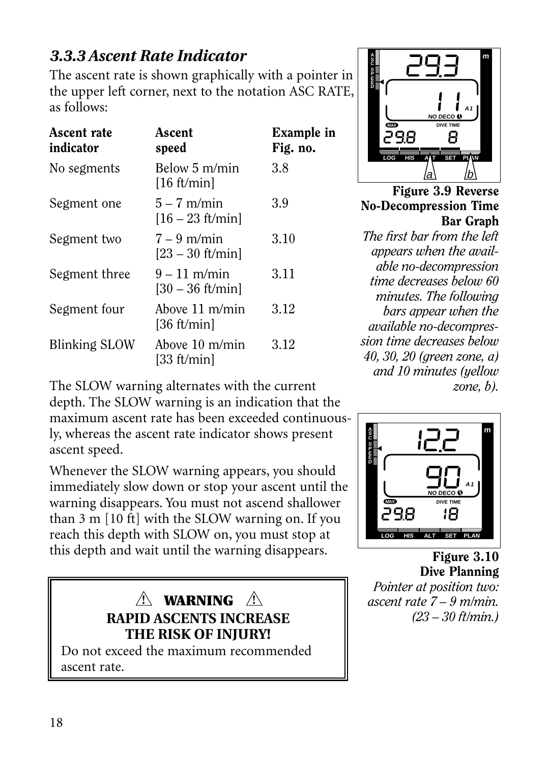### 3.3.3 Ascent Rate Indicator

The ascent rate is shown graphically with a pointer in the upper left corner, next to the notation ASC RATE, as follows:

| Ascent rate indicator | Ascent speed | Example in Fig. no. |
|---|---|---|
| No segments | Below 5 m/min [16 ft/min] | 3.8 |
| Segment one | 5 – 7 m/min [16 – 23 ft/min] | 3.9 |
| Segment two | 7 – 9 m/min [23 – 30 ft/min] | 3.10 |
| Segment three | 9 – 11 m/min [30 – 36 ft/min] | 3.11 |
| Segment four | Above 11 m/min [36 ft/min] | 3.12 |
| Blinking SLOW | Above 10 m/min [33 ft/min] | 3.12 |

The SLOW warning alternates with the current depth. The SLOW warning is an indication that the maximum ascent rate has been exceeded continuously, whereas the ascent rate indicator shows present ascent speed.

Whenever the SLOW warning appears, you should immediately slow down or stop your ascent until the warning disappears. You must not ascend shallower than 3 m [10 ft] with the SLOW warning on. If you reach this depth with SLOW on, you must stop at this depth and wait until the warning disappears.

> ⚠ **WARNING** ⚠
>
> **RAPID ASCENTS INCREASE THE RISK OF INJURY!**
>
> Do not exceed the maximum recommended ascent rate.

**Figure 3.9 Reverse No-Decompression Time Bar Graph**
*The first bar from the left appears when the available no-decompression time decreases below 60 minutes. The following bars appear when the available no-decompression time decreases below 40, 30, 20 (green zone, a) and 10 minutes (yellow zone, b).*

**Figure 3.10 Dive Planning**
*Pointer at position two: ascent rate 7 – 9 m/min. (23 – 30 ft/min.)*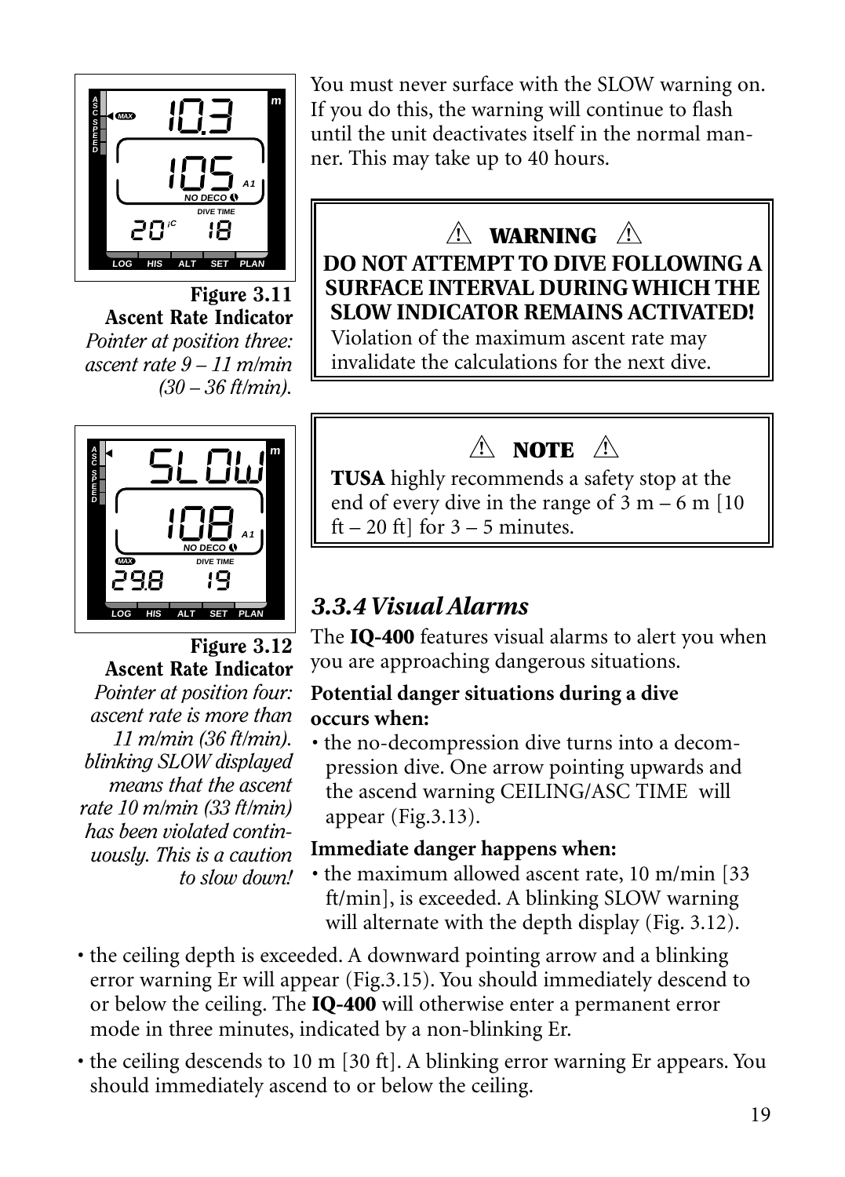**Figure 3.11**
**Ascent Rate Indicator**
*Pointer at position three: ascent rate 9 – 11 m/min (30 – 36 ft/min).*

**Figure 3.12**
**Ascent Rate Indicator**
*Pointer at position four: ascent rate is more than 11 m/min (36 ft/min). blinking SLOW displayed means that the ascent rate 10 m/min (33 ft/min) has been violated continuously. This is a caution to slow down!*

You must never surface with the SLOW warning on. If you do this, the warning will continue to flash until the unit deactivates itself in the normal manner. This may take up to 40 hours.

> ⚠ **WARNING** ⚠
>
> **DO NOT ATTEMPT TO DIVE FOLLOWING A SURFACE INTERVAL DURING WHICH THE SLOW INDICATOR REMAINS ACTIVATED!**
>
> Violation of the maximum ascent rate may invalidate the calculations for the next dive.

> ⚠ **NOTE** ⚠
>
> **TUSA** highly recommends a safety stop at the end of every dive in the range of 3 m – 6 m [10 ft – 20 ft] for 3 – 5 minutes.

### *3.3.4 Visual Alarms*

The **IQ-400** features visual alarms to alert you when you are approaching dangerous situations.

**Potential danger situations during a dive occurs when:**

- the no-decompression dive turns into a decompression dive. One arrow pointing upwards and the ascend warning CEILING/ASC TIME will appear (Fig.3.13).

**Immediate danger happens when:**

- the maximum allowed ascent rate, 10 m/min [33 ft/min], is exceeded. A blinking SLOW warning will alternate with the depth display (Fig. 3.12).
- the ceiling depth is exceeded. A downward pointing arrow and a blinking error warning Er will appear (Fig.3.15). You should immediately descend to or below the ceiling. The **IQ-400** will otherwise enter a permanent error mode in three minutes, indicated by a non-blinking Er.
- the ceiling descends to 10 m [30 ft]. A blinking error warning Er appears. You should immediately ascend to or below the ceiling.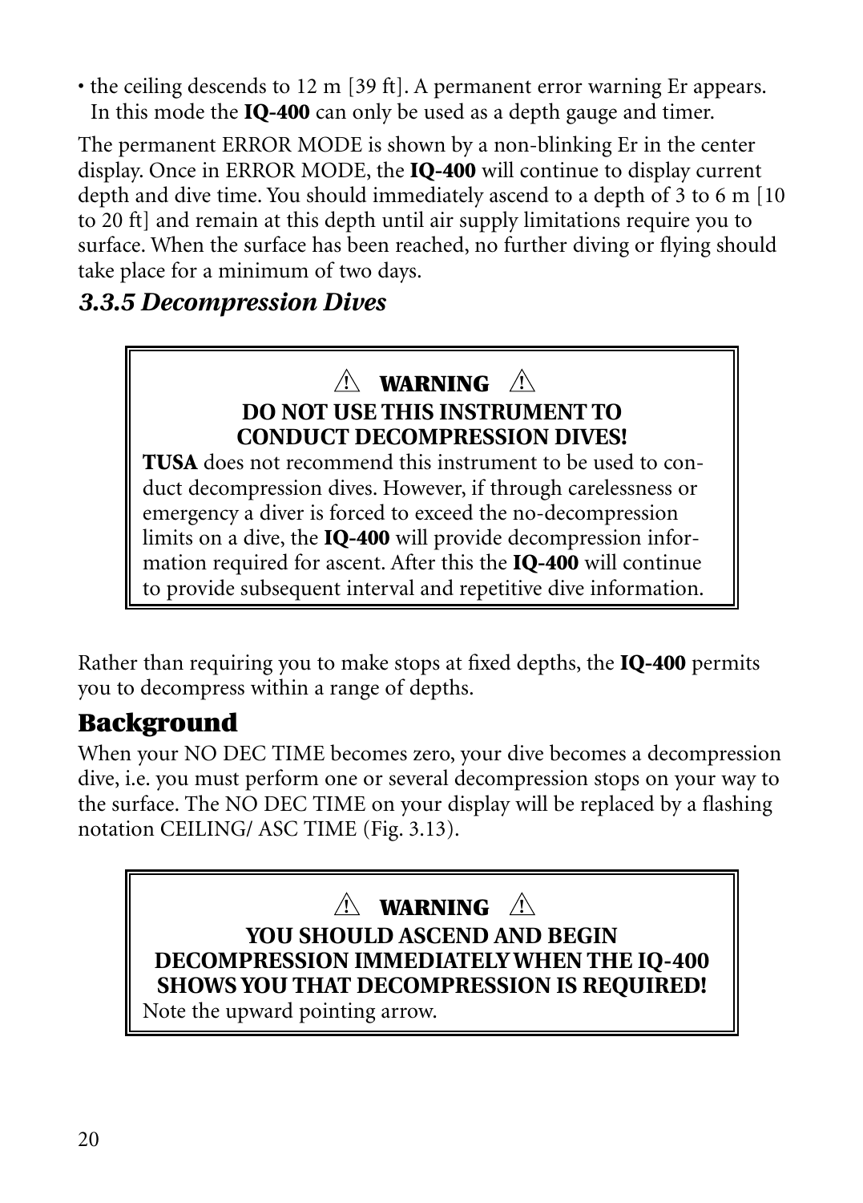- the ceiling descends to 12 m [39 ft]. A permanent error warning Er appears. In this mode the **IQ-400** can only be used as a depth gauge and timer.

The permanent ERROR MODE is shown by a non-blinking Er in the center display. Once in ERROR MODE, the **IQ-400** will continue to display current depth and dive time. You should immediately ascend to a depth of 3 to 6 m [10 to 20 ft] and remain at this depth until air supply limitations require you to surface. When the surface has been reached, no further diving or flying should take place for a minimum of two days.

### *3.3.5 Decompression Dives*

> ⚠ **WARNING** ⚠
>
> **DO NOT USE THIS INSTRUMENT TO CONDUCT DECOMPRESSION DIVES!**
>
> **TUSA** does not recommend this instrument to be used to conduct decompression dives. However, if through carelessness or emergency a diver is forced to exceed the no-decompression limits on a dive, the **IQ-400** will provide decompression information required for ascent. After this the **IQ-400** will continue to provide subsequent interval and repetitive dive information.

Rather than requiring you to make stops at fixed depths, the **IQ-400** permits you to decompress within a range of depths.

## Background

When your NO DEC TIME becomes zero, your dive becomes a decompression dive, i.e. you must perform one or several decompression stops on your way to the surface. The NO DEC TIME on your display will be replaced by a flashing notation CEILING/ ASC TIME (Fig. 3.13).

> ⚠ **WARNING** ⚠
>
> **YOU SHOULD ASCEND AND BEGIN DECOMPRESSION IMMEDIATELY WHEN THE IQ-400 SHOWS YOU THAT DECOMPRESSION IS REQUIRED!**
>
> Note the upward pointing arrow.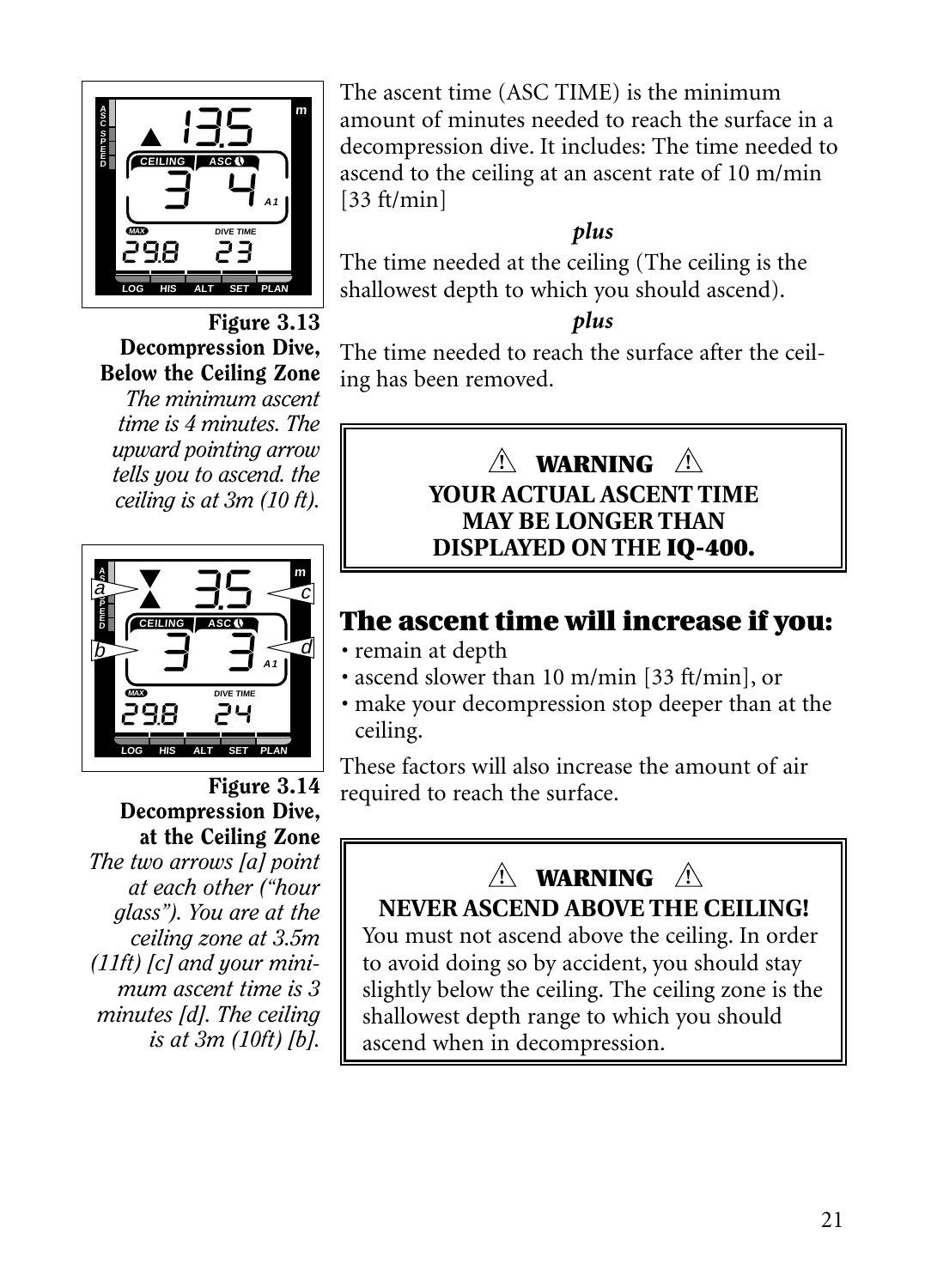**Figure 3.13 Decompression Dive, Below the Ceiling Zone**
*The minimum ascent time is 4 minutes. The upward pointing arrow tells you to ascend. the ceiling is at 3m (10 ft).*

**Figure 3.14 Decompression Dive, at the Ceiling Zone**
*The two arrows [a] point at each other ("hour glass"). You are at the ceiling zone at 3.5m (11ft) [c] and your minimum ascent time is 3 minutes [d]. The ceiling is at 3m (10ft) [b].*

The ascent time (ASC TIME) is the minimum amount of minutes needed to reach the surface in a decompression dive. It includes: The time needed to ascend to the ceiling at an ascent rate of 10 m/min [33 ft/min]

***plus***

The time needed at the ceiling (The ceiling is the shallowest depth to which you should ascend).

***plus***

The time needed to reach the surface after the ceiling has been removed.

> ⚠ **WARNING** ⚠
> **YOUR ACTUAL ASCENT TIME MAY BE LONGER THAN DISPLAYED ON THE IQ-400.**

## The ascent time will increase if you:

- remain at depth
- ascend slower than 10 m/min [33 ft/min], or
- make your decompression stop deeper than at the ceiling.

These factors will also increase the amount of air required to reach the surface.

> ⚠ **WARNING** ⚠
> **NEVER ASCEND ABOVE THE CEILING!**
> You must not ascend above the ceiling. In order to avoid doing so by accident, you should stay slightly below the ceiling. The ceiling zone is the shallowest depth range to which you should ascend when in decompression.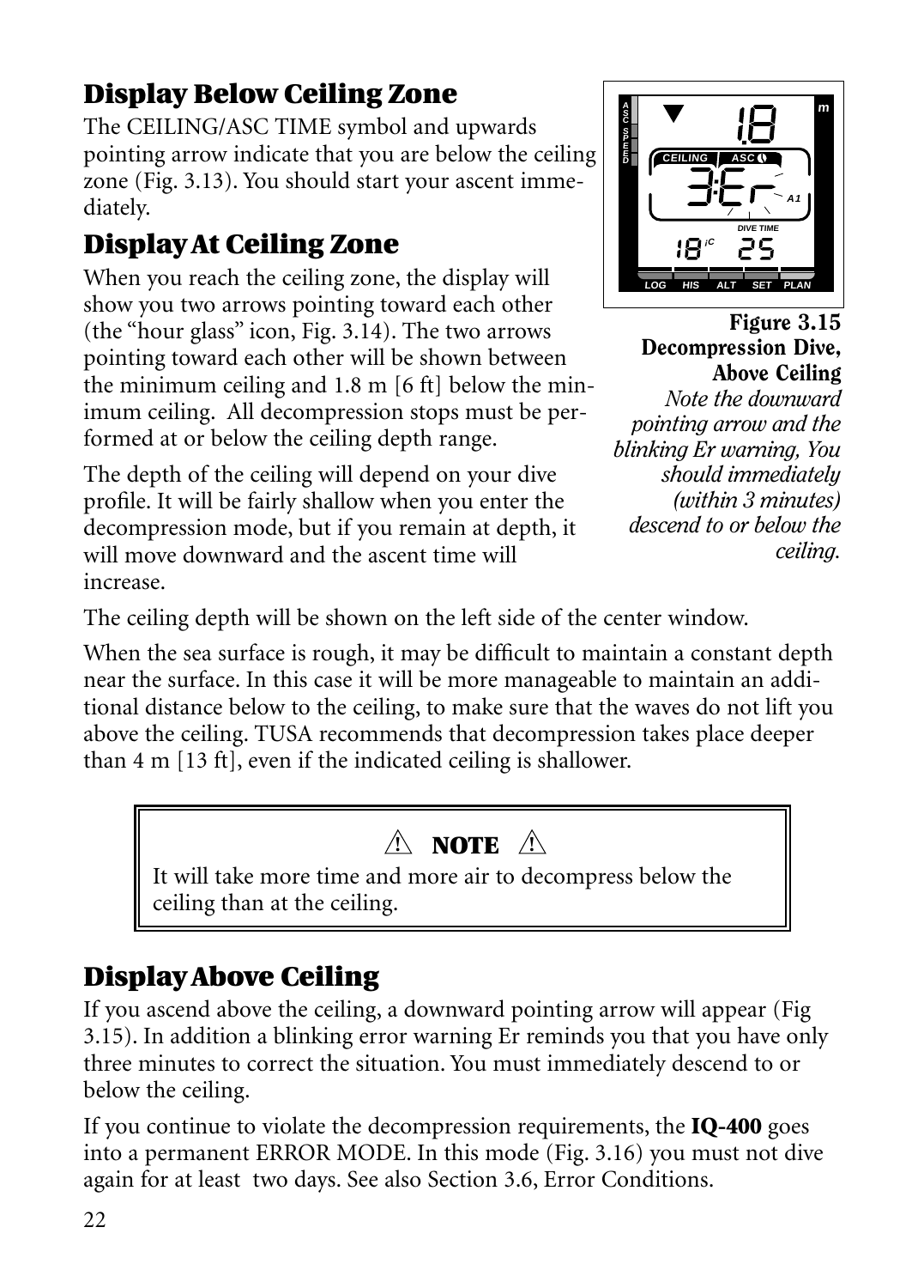## Display Below Ceiling Zone

The CEILING/ASC TIME symbol and upwards pointing arrow indicate that you are below the ceiling zone (Fig. 3.13). You should start your ascent immediately.

## Display At Ceiling Zone

When you reach the ceiling zone, the display will show you two arrows pointing toward each other (the "hour glass" icon, Fig. 3.14). The two arrows pointing toward each other will be shown between the minimum ceiling and 1.8 m [6 ft] below the minimum ceiling. All decompression stops must be performed at or below the ceiling depth range.

The depth of the ceiling will depend on your dive profile. It will be fairly shallow when you enter the decompression mode, but if you remain at depth, it will move downward and the ascent time will increase.

**Figure 3.15 Decompression Dive, Above Ceiling**
*Note the downward pointing arrow and the blinking Er warning, You should immediately (within 3 minutes) descend to or below the ceiling.*

The ceiling depth will be shown on the left side of the center window.

When the sea surface is rough, it may be difficult to maintain a constant depth near the surface. In this case it will be more manageable to maintain an additional distance below to the ceiling, to make sure that the waves do not lift you above the ceiling. TUSA recommends that decompression takes place deeper than 4 m [13 ft], even if the indicated ceiling is shallower.

> ⚠ **NOTE** ⚠
>
> It will take more time and more air to decompress below the ceiling than at the ceiling.

## Display Above Ceiling

If you ascend above the ceiling, a downward pointing arrow will appear (Fig 3.15). In addition a blinking error warning Er reminds you that you have only three minutes to correct the situation. You must immediately descend to or below the ceiling.

If you continue to violate the decompression requirements, the **IQ-400** goes into a permanent ERROR MODE. In this mode (Fig. 3.16) you must not dive again for at least two days. See also Section 3.6, Error Conditions.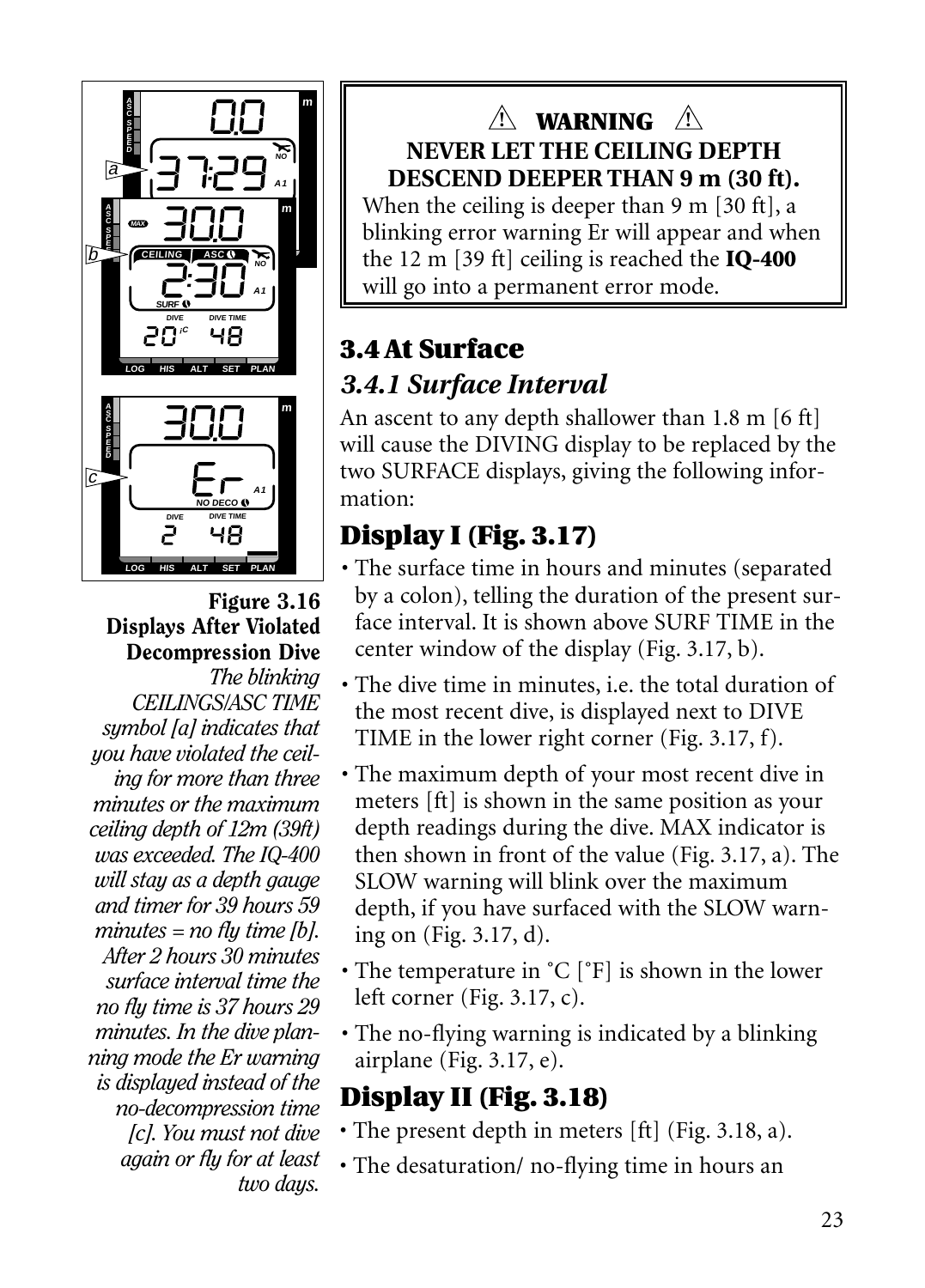**Figure 3.16**
**Displays After Violated Decompression Dive**
*The blinking CEILINGS/ASC TIME symbol [a] indicates that you have violated the ceiling for more than three minutes or the maximum ceiling depth of 12m (39ft) was exceeded. The IQ-400 will stay as a depth gauge and timer for 39 hours 59 minutes = no fly time [b]. After 2 hours 30 minutes surface interval time the no fly time is 37 hours 29 minutes. In the dive planning mode the Er warning is displayed instead of the no-decompression time [c]. You must not dive again or fly for at least two days.*

> ⚠ **WARNING** ⚠
>
> **NEVER LET THE CEILING DEPTH DESCEND DEEPER THAN 9 m (30 ft).**
>
> When the ceiling is deeper than 9 m [30 ft], a blinking error warning Er will appear and when the 12 m [39 ft] ceiling is reached the **IQ-400** will go into a permanent error mode.

## 3.4 At Surface

### *3.4.1 Surface Interval*

An ascent to any depth shallower than 1.8 m [6 ft] will cause the DIVING display to be replaced by the two SURFACE displays, giving the following information:

### Display I (Fig. 3.17)

- The surface time in hours and minutes (separated by a colon), telling the duration of the present surface interval. It is shown above SURF TIME in the center window of the display (Fig. 3.17, b).
- The dive time in minutes, i.e. the total duration of the most recent dive, is displayed next to DIVE TIME in the lower right corner (Fig. 3.17, f).
- The maximum depth of your most recent dive in meters [ft] is shown in the same position as your depth readings during the dive. MAX indicator is then shown in front of the value (Fig. 3.17, a). The SLOW warning will blink over the maximum depth, if you have surfaced with the SLOW warning on (Fig. 3.17, d).
- The temperature in °C [°F] is shown in the lower left corner (Fig. 3.17, c).
- The no-flying warning is indicated by a blinking airplane (Fig. 3.17, e).

### Display II (Fig. 3.18)

- The present depth in meters [ft] (Fig. 3.18, a).
- The desaturation/ no-flying time in hours an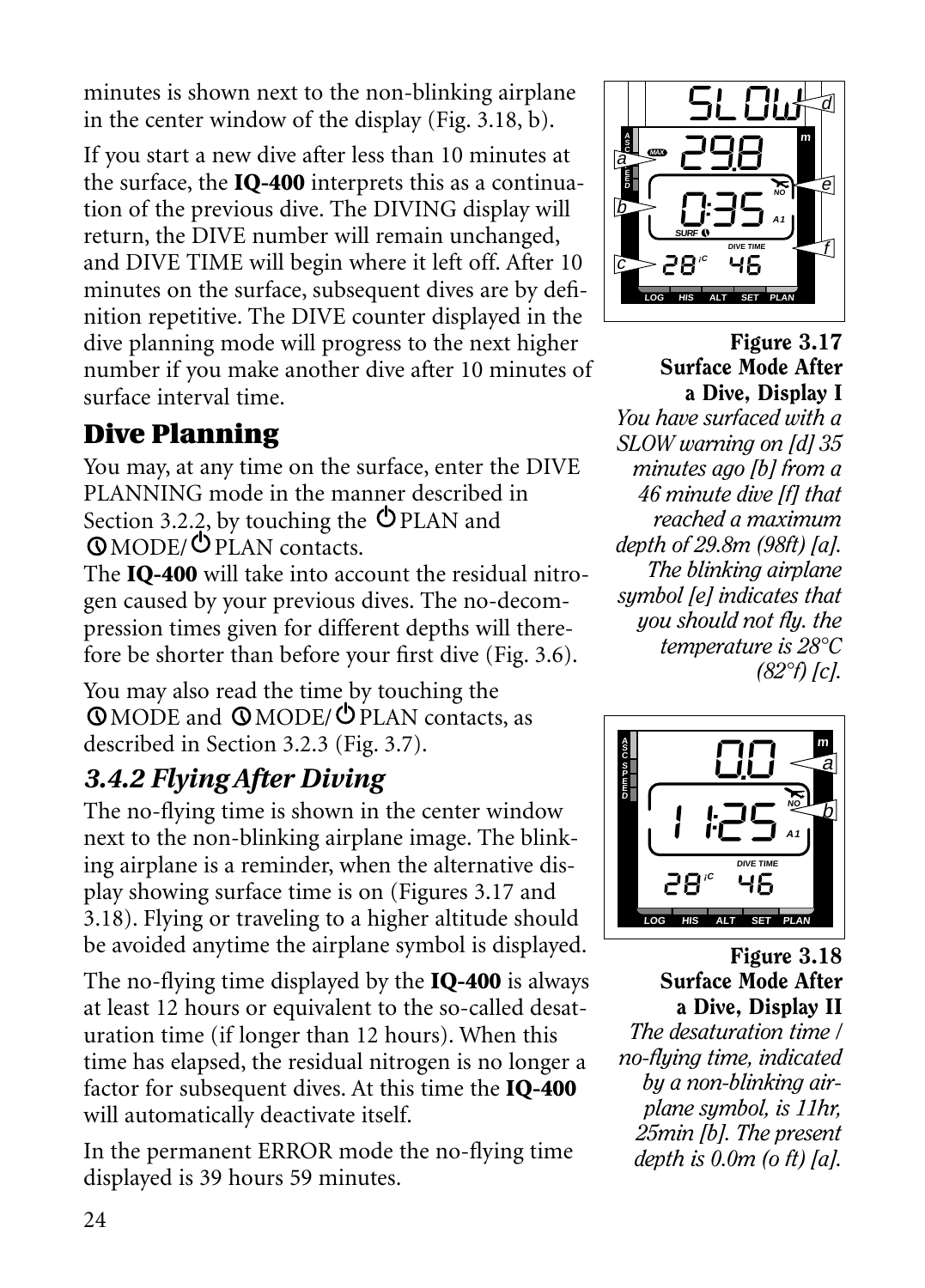minutes is shown next to the non-blinking airplane in the center window of the display (Fig. 3.18, b).

If you start a new dive after less than 10 minutes at the surface, the **IQ-400** interprets this as a continuation of the previous dive. The DIVING display will return, the DIVE number will remain unchanged, and DIVE TIME will begin where it left off. After 10 minutes on the surface, subsequent dives are by definition repetitive. The DIVE counter displayed in the dive planning mode will progress to the next higher number if you make another dive after 10 minutes of surface interval time.

## Dive Planning

You may, at any time on the surface, enter the DIVE PLANNING mode in the manner described in Section 3.2.2, by touching the PLAN and MODE/PLAN contacts.

The **IQ-400** will take into account the residual nitrogen caused by your previous dives. The no-decompression times given for different depths will therefore be shorter than before your first dive (Fig. 3.6).

You may also read the time by touching the MODE and MODE/PLAN contacts, as described in Section 3.2.3 (Fig. 3.7).

### *3.4.2 Flying After Diving*

The no-flying time is shown in the center window next to the non-blinking airplane image. The blinking airplane is a reminder, when the alternative display showing surface time is on (Figures 3.17 and 3.18). Flying or traveling to a higher altitude should be avoided anytime the airplane symbol is displayed.

The no-flying time displayed by the **IQ-400** is always at least 12 hours or equivalent to the so-called desaturation time (if longer than 12 hours). When this time has elapsed, the residual nitrogen is no longer a factor for subsequent dives. At this time the **IQ-400** will automatically deactivate itself.

In the permanent ERROR mode the no-flying time displayed is 39 hours 59 minutes.

**Figure 3.17 Surface Mode After a Dive, Display I**
*You have surfaced with a SLOW warning on [d] 35 minutes ago [b] from a 46 minute dive [f] that reached a maximum depth of 29.8m (98ft) [a]. The blinking airplane symbol [e] indicates that you should not fly. the temperature is 28°C (82°f) [c].*

**Figure 3.18 Surface Mode After a Dive, Display II**
*The desaturation time / no-flying time, indicated by a non-blinking airplane symbol, is 11hr, 25min [b]. The present depth is 0.0m (o ft) [a].*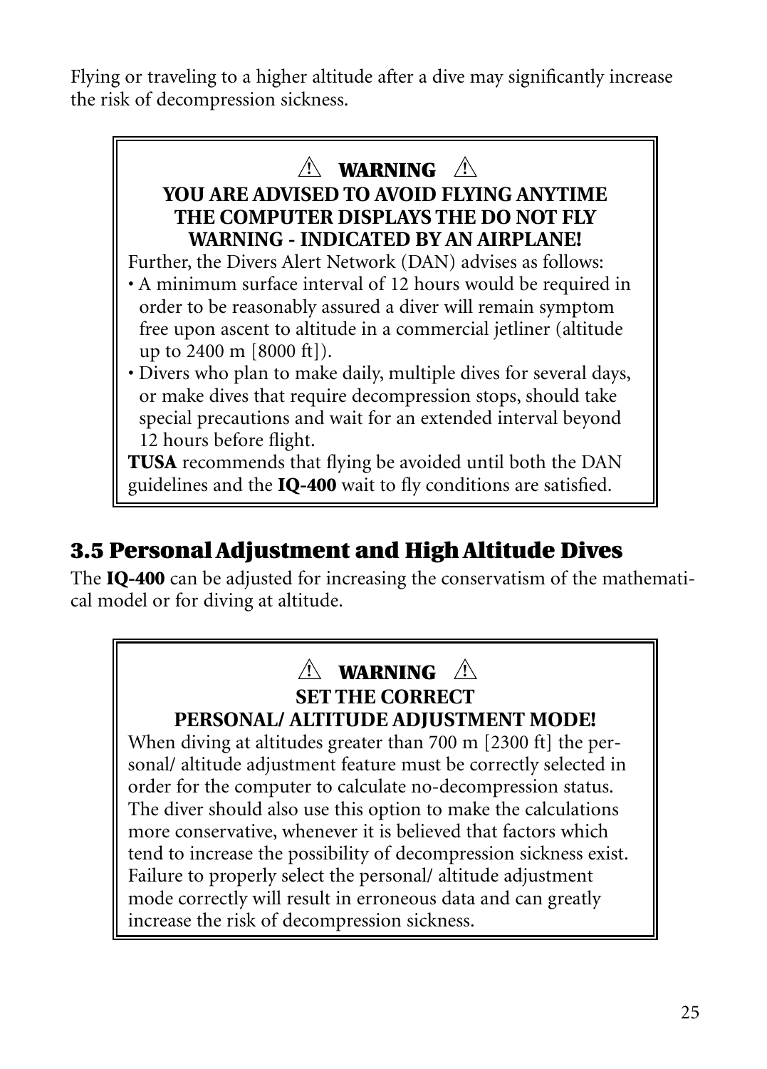Flying or traveling to a higher altitude after a dive may significantly increase the risk of decompression sickness.

> ⚠ **WARNING** ⚠
>
> **YOU ARE ADVISED TO AVOID FLYING ANYTIME THE COMPUTER DISPLAYS THE DO NOT FLY WARNING - INDICATED BY AN AIRPLANE!**
>
> Further, the Divers Alert Network (DAN) advises as follows:
>
> - A minimum surface interval of 12 hours would be required in order to be reasonably assured a diver will remain symptom free upon ascent to altitude in a commercial jetliner (altitude up to 2400 m [8000 ft]).
> - Divers who plan to make daily, multiple dives for several days, or make dives that require decompression stops, should take special precautions and wait for an extended interval beyond 12 hours before flight.
>
> **TUSA** recommends that flying be avoided until both the DAN guidelines and the **IQ-400** wait to fly conditions are satisfied.

## 3.5 Personal Adjustment and High Altitude Dives

The **IQ-400** can be adjusted for increasing the conservatism of the mathematical model or for diving at altitude.

> ⚠ **WARNING** ⚠
>
> **SET THE CORRECT PERSONAL/ ALTITUDE ADJUSTMENT MODE!**
>
> When diving at altitudes greater than 700 m [2300 ft] the personal/ altitude adjustment feature must be correctly selected in order for the computer to calculate no-decompression status. The diver should also use this option to make the calculations more conservative, whenever it is believed that factors which tend to increase the possibility of decompression sickness exist. Failure to properly select the personal/ altitude adjustment mode correctly will result in erroneous data and can greatly increase the risk of decompression sickness.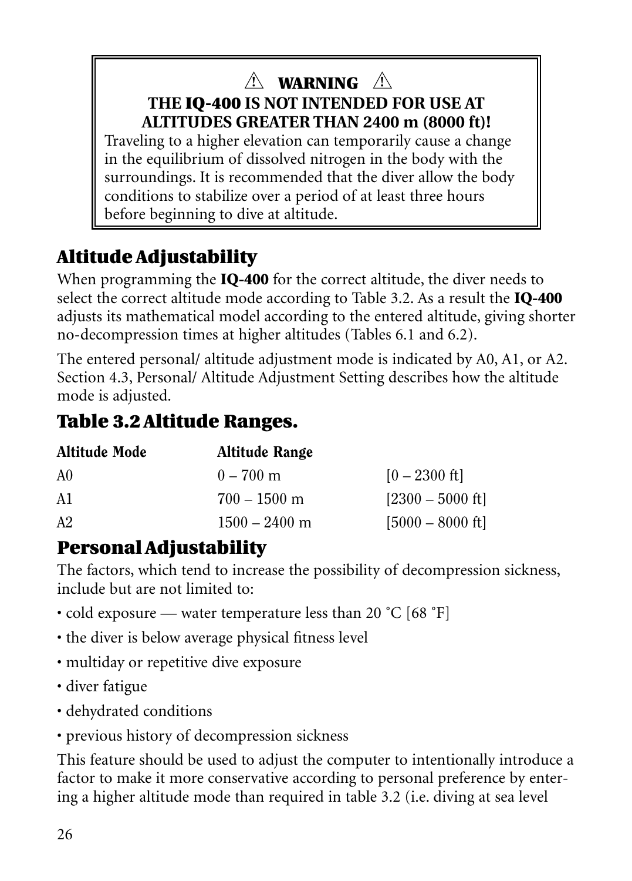**⚠ WARNING ⚠**

**THE IQ-400 IS NOT INTENDED FOR USE AT ALTITUDES GREATER THAN 2400 m (8000 ft)!**

Traveling to a higher elevation can temporarily cause a change in the equilibrium of dissolved nitrogen in the body with the surroundings. It is recommended that the diver allow the body conditions to stabilize over a period of at least three hours before beginning to dive at altitude.

## Altitude Adjustability

When programming the **IQ-400** for the correct altitude, the diver needs to select the correct altitude mode according to Table 3.2. As a result the **IQ-400** adjusts its mathematical model according to the entered altitude, giving shorter no-decompression times at higher altitudes (Tables 6.1 and 6.2).

The entered personal/ altitude adjustment mode is indicated by A0, A1, or A2. Section 4.3, Personal/ Altitude Adjustment Setting describes how the altitude mode is adjusted.

## Table 3.2 Altitude Ranges.

| Altitude Mode | Altitude Range | |
|---|---|---|
| A0 | 0 – 700 m | [0 – 2300 ft] |
| A1 | 700 – 1500 m | [2300 – 5000 ft] |
| A2 | 1500 – 2400 m | [5000 – 8000 ft] |

## Personal Adjustability

The factors, which tend to increase the possibility of decompression sickness, include but are not limited to:

- cold exposure — water temperature less than 20 °C [68 °F]
- the diver is below average physical fitness level
- multiday or repetitive dive exposure
- diver fatigue
- dehydrated conditions
- previous history of decompression sickness

This feature should be used to adjust the computer to intentionally introduce a factor to make it more conservative according to personal preference by entering a higher altitude mode than required in table 3.2 (i.e. diving at sea level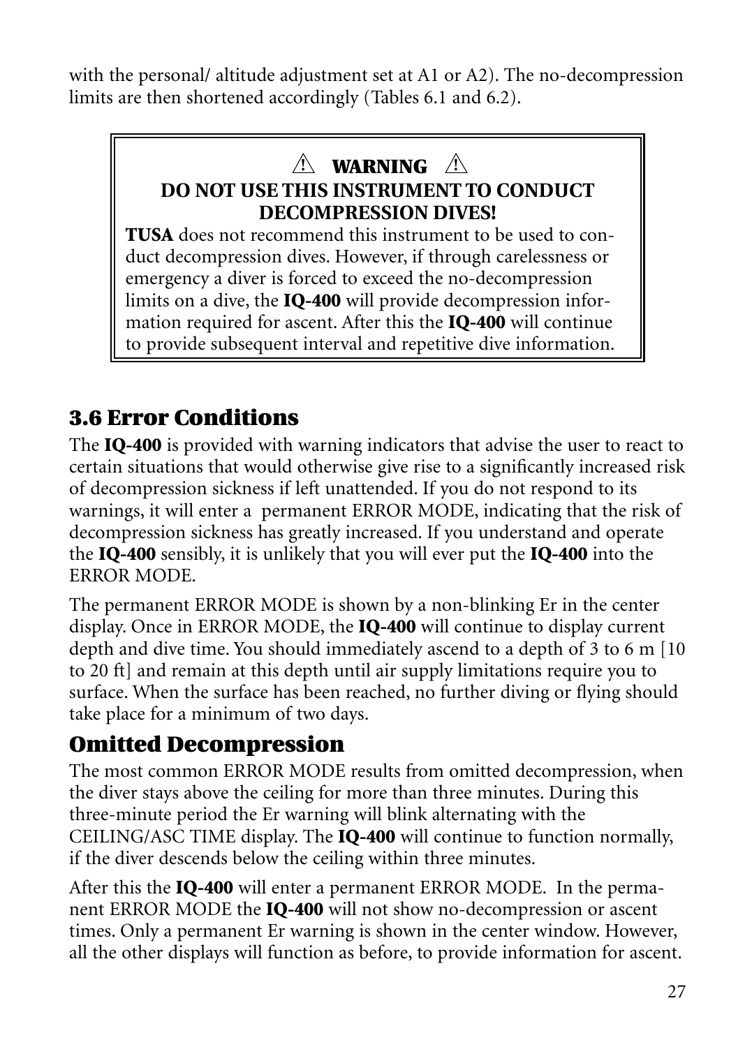with the personal/ altitude adjustment set at A1 or A2). The no-decompression limits are then shortened accordingly (Tables 6.1 and 6.2).

> ⚠ **WARNING** ⚠
>
> **DO NOT USE THIS INSTRUMENT TO CONDUCT DECOMPRESSION DIVES!**
>
> **TUSA** does not recommend this instrument to be used to conduct decompression dives. However, if through carelessness or emergency a diver is forced to exceed the no-decompression limits on a dive, the **IQ-400** will provide decompression information required for ascent. After this the **IQ-400** will continue to provide subsequent interval and repetitive dive information.

## 3.6 Error Conditions

The **IQ-400** is provided with warning indicators that advise the user to react to certain situations that would otherwise give rise to a significantly increased risk of decompression sickness if left unattended. If you do not respond to its warnings, it will enter a permanent ERROR MODE, indicating that the risk of decompression sickness has greatly increased. If you understand and operate the **IQ-400** sensibly, it is unlikely that you will ever put the **IQ-400** into the ERROR MODE.

The permanent ERROR MODE is shown by a non-blinking Er in the center display. Once in ERROR MODE, the **IQ-400** will continue to display current depth and dive time. You should immediately ascend to a depth of 3 to 6 m [10 to 20 ft] and remain at this depth until air supply limitations require you to surface. When the surface has been reached, no further diving or flying should take place for a minimum of two days.

### Omitted Decompression

The most common ERROR MODE results from omitted decompression, when the diver stays above the ceiling for more than three minutes. During this three-minute period the Er warning will blink alternating with the CEILING/ASC TIME display. The **IQ-400** will continue to function normally, if the diver descends below the ceiling within three minutes.

After this the **IQ-400** will enter a permanent ERROR MODE. In the permanent ERROR MODE the **IQ-400** will not show no-decompression or ascent times. Only a permanent Er warning is shown in the center window. However, all the other displays will function as before, to provide information for ascent.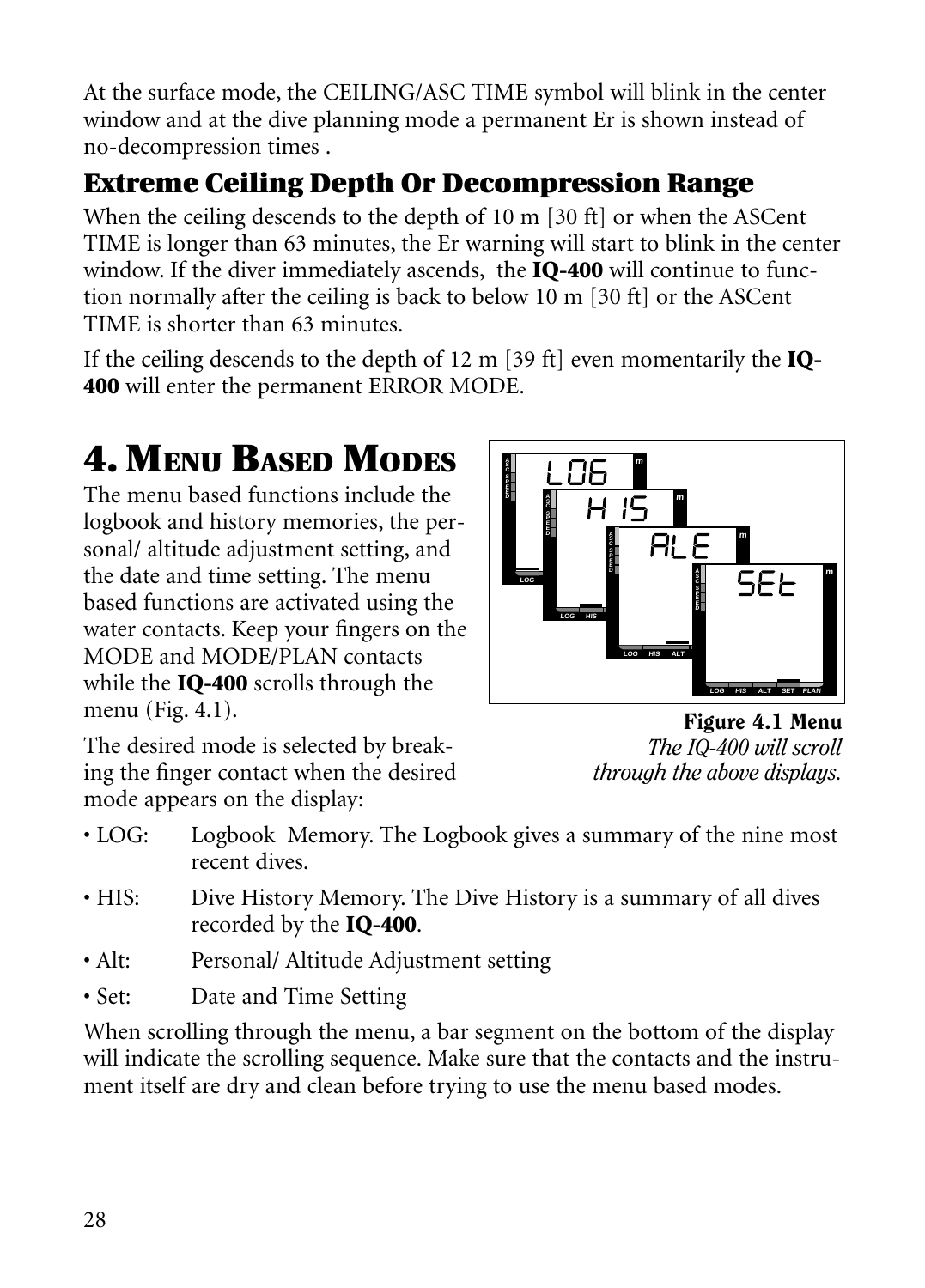At the surface mode, the CEILING/ASC TIME symbol will blink in the center window and at the dive planning mode a permanent Er is shown instead of no-decompression times .

### Extreme Ceiling Depth Or Decompression Range

When the ceiling descends to the depth of 10 m [30 ft] or when the ASCent TIME is longer than 63 minutes, the Er warning will start to blink in the center window. If the diver immediately ascends, the **IQ-400** will continue to function normally after the ceiling is back to below 10 m [30 ft] or the ASCent TIME is shorter than 63 minutes.

If the ceiling descends to the depth of 12 m [39 ft] even momentarily the **IQ-400** will enter the permanent ERROR MODE.

# 4. Menu Based Modes

The menu based functions include the logbook and history memories, the personal/ altitude adjustment setting, and the date and time setting. The menu based functions are activated using the water contacts. Keep your fingers on the MODE and MODE/PLAN contacts while the **IQ-400** scrolls through the menu (Fig. 4.1).

**Figure 4.1 Menu** *The IQ-400 will scroll through the above displays.*

The desired mode is selected by breaking the finger contact when the desired mode appears on the display:

- LOG: Logbook Memory. The Logbook gives a summary of the nine most recent dives.
- HIS: Dive History Memory. The Dive History is a summary of all dives recorded by the **IQ-400**.
- Alt: Personal/ Altitude Adjustment setting
- Set: Date and Time Setting

When scrolling through the menu, a bar segment on the bottom of the display will indicate the scrolling sequence. Make sure that the contacts and the instrument itself are dry and clean before trying to use the menu based modes.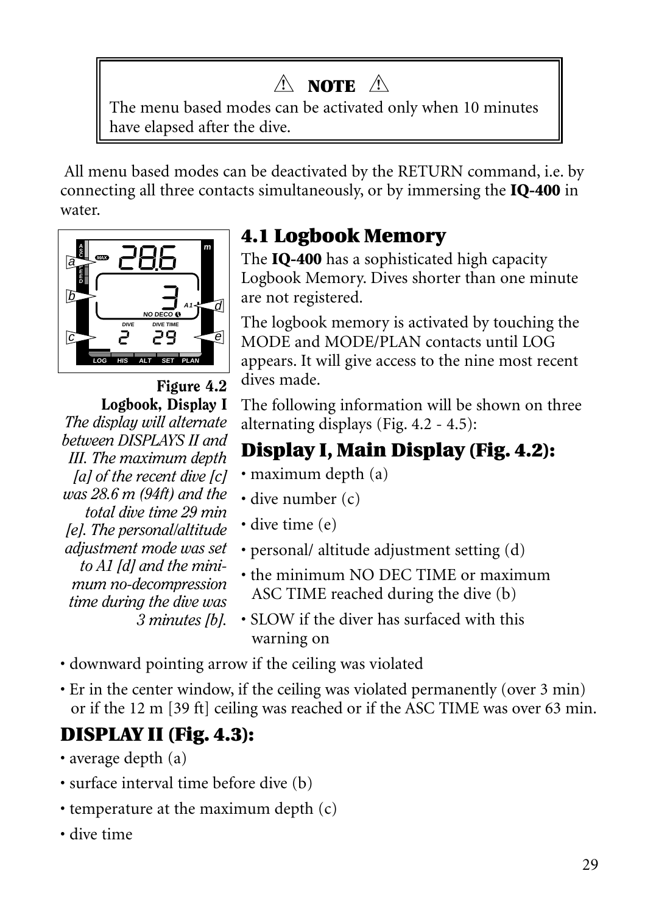> ⚠ **NOTE** ⚠
> The menu based modes can be activated only when 10 minutes have elapsed after the dive.

All menu based modes can be deactivated by the RETURN command, i.e. by connecting all three contacts simultaneously, or by immersing the **IQ-400** in water.

## 4.1 Logbook Memory

The **IQ-400** has a sophisticated high capacity Logbook Memory. Dives shorter than one minute are not registered.

The logbook memory is activated by touching the MODE and MODE/PLAN contacts until LOG appears. It will give access to the nine most recent dives made.

The following information will be shown on three alternating displays (Fig. 4.2 - 4.5):

**Figure 4.2 Logbook, Display I**
*The display will alternate between DISPLAYS II and III. The maximum depth [a] of the recent dive [c] was 28.6 m (94ft) and the total dive time 29 min [e]. The personal/altitude adjustment mode was set to A1 [d] and the minimum no-decompression time during the dive was 3 minutes [b].*

## Display I, Main Display (Fig. 4.2):

- maximum depth (a)
- dive number (c)
- dive time (e)
- personal/ altitude adjustment setting (d)
- the minimum NO DEC TIME or maximum ASC TIME reached during the dive (b)
- SLOW if the diver has surfaced with this warning on
- downward pointing arrow if the ceiling was violated
- Er in the center window, if the ceiling was violated permanently (over 3 min) or if the 12 m [39 ft] ceiling was reached or if the ASC TIME was over 63 min.

## DISPLAY II (Fig. 4.3):

- average depth (a)
- surface interval time before dive (b)
- temperature at the maximum depth (c)
- dive time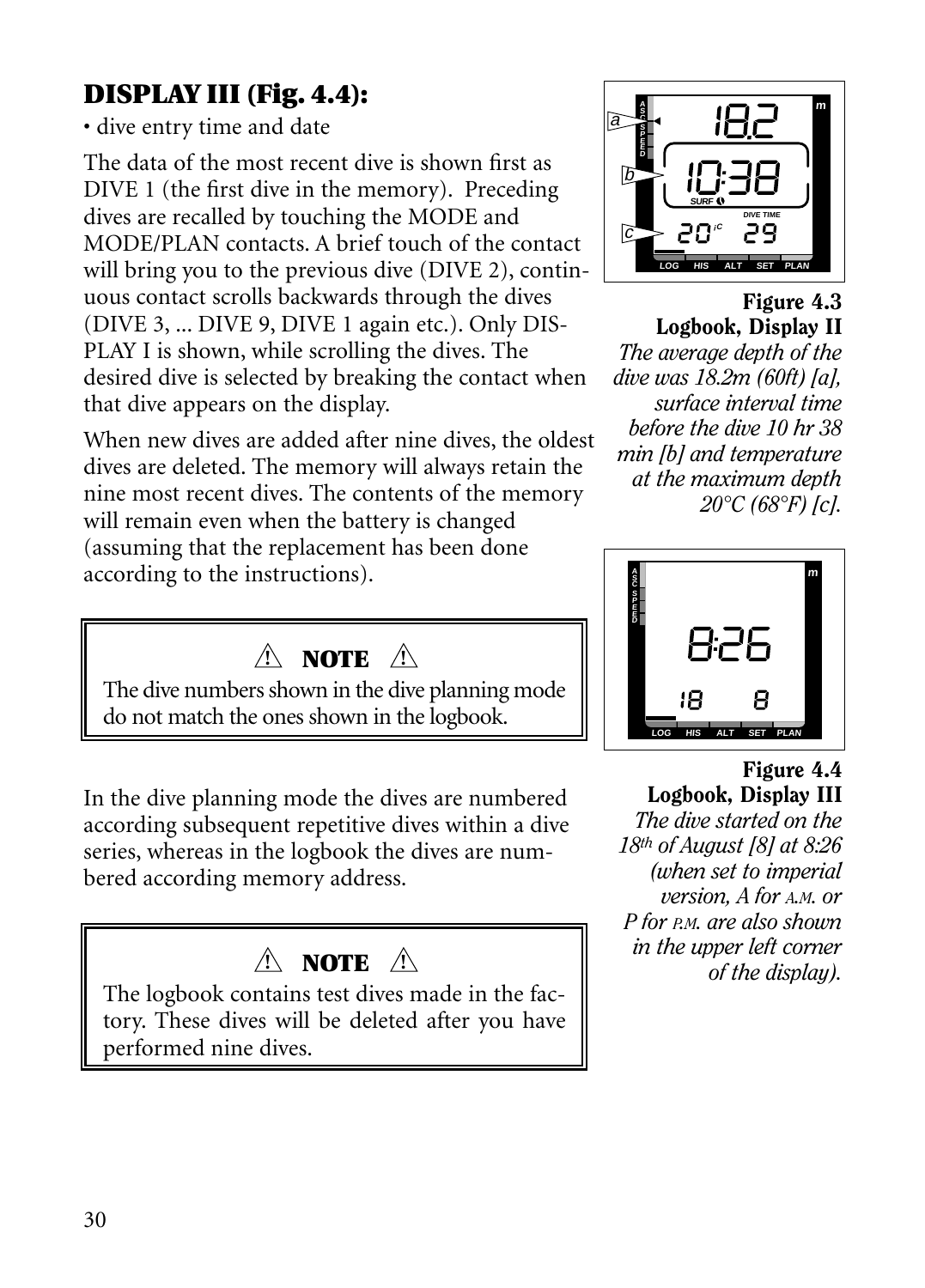## DISPLAY III (Fig. 4.4):

• dive entry time and date

The data of the most recent dive is shown first as DIVE 1 (the first dive in the memory). Preceding dives are recalled by touching the MODE and MODE/PLAN contacts. A brief touch of the contact will bring you to the previous dive (DIVE 2), continuous contact scrolls backwards through the dives (DIVE 3, ... DIVE 9, DIVE 1 again etc.). Only DISPLAY I is shown, while scrolling the dives. The desired dive is selected by breaking the contact when that dive appears on the display.

When new dives are added after nine dives, the oldest dives are deleted. The memory will always retain the nine most recent dives. The contents of the memory will remain even when the battery is changed (assuming that the replacement has been done according to the instructions).

> ⚠ **NOTE** ⚠
>
> The dive numbers shown in the dive planning mode do not match the ones shown in the logbook.

In the dive planning mode the dives are numbered according subsequent repetitive dives within a dive series, whereas in the logbook the dives are numbered according memory address.

> ⚠ **NOTE** ⚠
>
> The logbook contains test dives made in the factory. These dives will be deleted after you have performed nine dives.

**Figure 4.3**
**Logbook, Display II**
*The average depth of the dive was 18.2m (60ft) [a], surface interval time before the dive 10 hr 38 min [b] and temperature at the maximum depth 20°C (68°F) [c].*

**Figure 4.4**
**Logbook, Display III**
*The dive started on the 18th of August [8] at 8:26 (when set to imperial version, A for A.M. or P for P.M. are also shown in the upper left corner of the display).*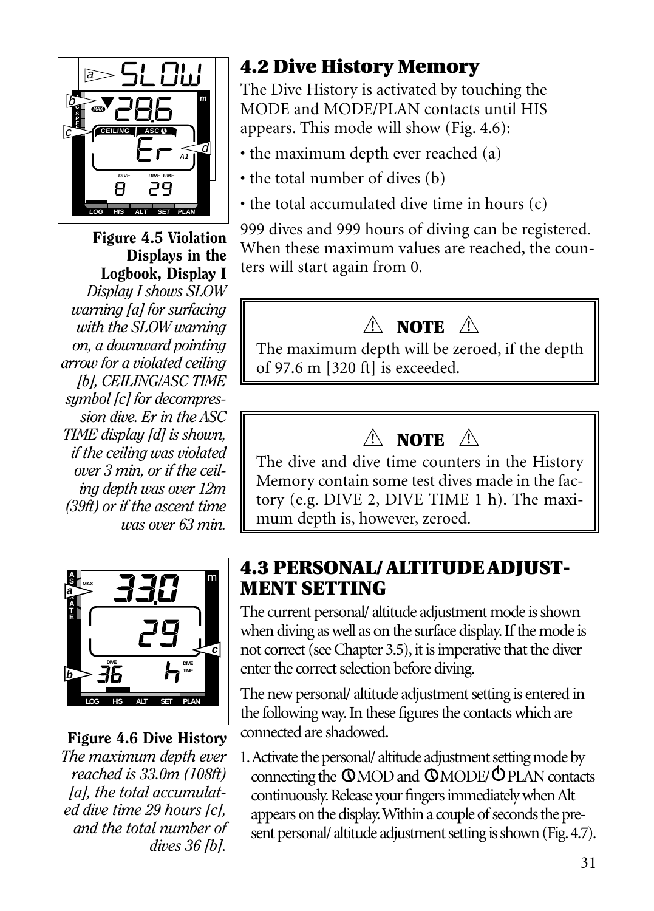**Figure 4.5 Violation Displays in the Logbook, Display I**
*Display I shows SLOW warning [a] for surfacing with the SLOW warning on, a downward pointing arrow for a violated ceiling [b], CEILING/ASC TIME symbol [c] for decompression dive. Er in the ASC TIME display [d] is shown, if the ceiling was violated over 3 min, or if the ceiling depth was over 12m (39ft) or if the ascent time was over 63 min.*

**Figure 4.6 Dive History**
*The maximum depth ever reached is 33.0m (108ft) [a], the total accumulated dive time 29 hours [c], and the total number of dives 36 [b].*

## 4.2 Dive History Memory

The Dive History is activated by touching the MODE and MODE/PLAN contacts until HIS appears. This mode will show (Fig. 4.6):

- the maximum depth ever reached (a)
- the total number of dives (b)
- the total accumulated dive time in hours (c)

999 dives and 999 hours of diving can be registered. When these maximum values are reached, the counters will start again from 0.

> ⚠ **NOTE** ⚠
> The maximum depth will be zeroed, if the depth of 97.6 m [320 ft] is exceeded.

> ⚠ **NOTE** ⚠
> The dive and dive time counters in the History Memory contain some test dives made in the factory (e.g. DIVE 2, DIVE TIME 1 h). The maximum depth is, however, zeroed.

## 4.3 PERSONAL/ ALTITUDE ADJUSTMENT SETTING

The current personal/ altitude adjustment mode is shown when diving as well as on the surface display. If the mode is not correct (see Chapter 3.5), it is imperative that the diver enter the correct selection before diving.

The new personal/ altitude adjustment setting is entered in the following way. In these figures the contacts which are connected are shadowed.

1. Activate the personal/ altitude adjustment setting mode by connecting the MOD and MODE/PLAN contacts continuously. Release your fingers immediately when Alt appears on the display. Within a couple of seconds the present personal/ altitude adjustment setting is shown (Fig. 4.7).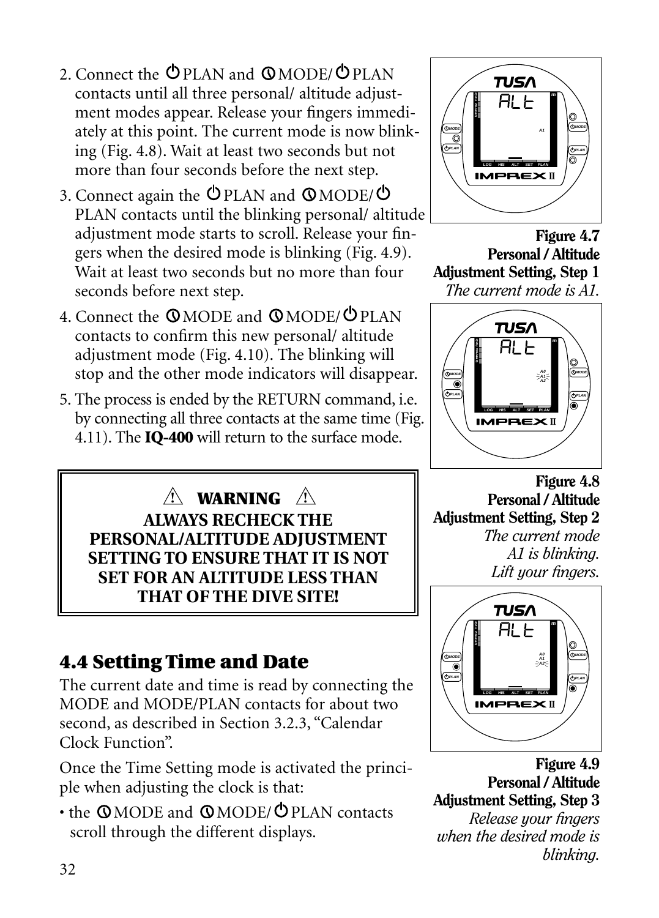2. Connect the ⏻PLAN and ⓂMODE/⏻PLAN contacts until all three personal/ altitude adjustment modes appear. Release your fingers immediately at this point. The current mode is now blinking (Fig. 4.8). Wait at least two seconds but not more than four seconds before the next step.
3. Connect again the ⏻PLAN and ⓂMODE/⏻PLAN contacts until the blinking personal/ altitude adjustment mode starts to scroll. Release your fingers when the desired mode is blinking (Fig. 4.9). Wait at least two seconds but no more than four seconds before next step.
4. Connect the ⓂMODE and ⓂMODE/⏻PLAN contacts to confirm this new personal/ altitude adjustment mode (Fig. 4.10). The blinking will stop and the other mode indicators will disappear.
5. The process is ended by the RETURN command, i.e. by connecting all three contacts at the same time (Fig. 4.11). The **IQ-400** will return to the surface mode.

**Figure 4.7**
**Personal / Altitude Adjustment Setting, Step 1**
*The current mode is A1.*

**Figure 4.8**
**Personal / Altitude Adjustment Setting, Step 2**
*The current mode A1 is blinking. Lift your fingers.*

**Figure 4.9**
**Personal / Altitude Adjustment Setting, Step 3**
*Release your fingers when the desired mode is blinking.*

> **⚠ WARNING ⚠**
> **ALWAYS RECHECK THE PERSONAL/ALTITUDE ADJUSTMENT SETTING TO ENSURE THAT IT IS NOT SET FOR AN ALTITUDE LESS THAN THAT OF THE DIVE SITE!**

## 4.4 Setting Time and Date

The current date and time is read by connecting the MODE and MODE/PLAN contacts for about two second, as described in Section 3.2.3, “Calendar Clock Function”.

Once the Time Setting mode is activated the principle when adjusting the clock is that:

- the ⓂMODE and ⓂMODE/⏻PLAN contacts scroll through the different displays.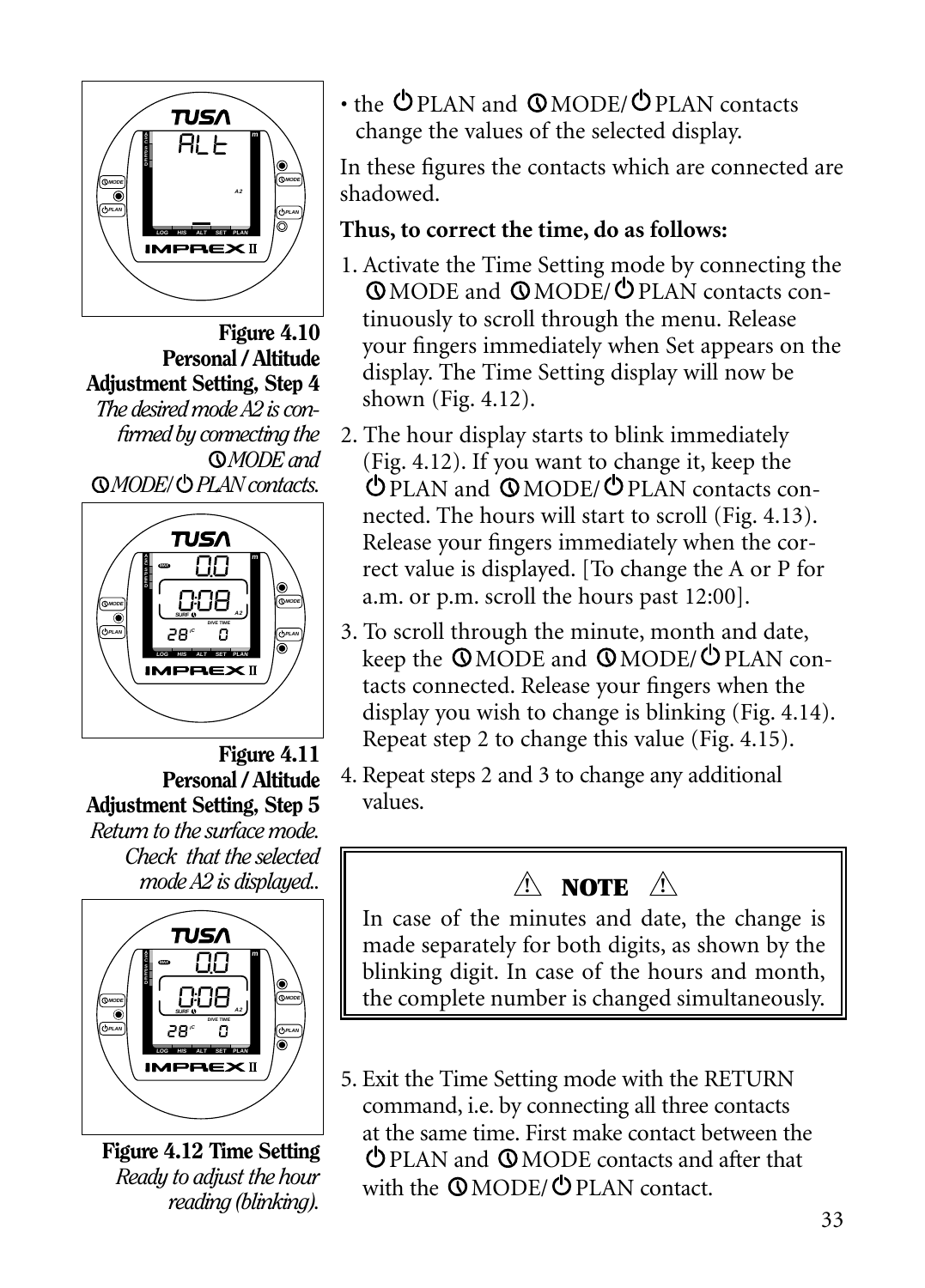**Figure 4.10 Personal / Altitude Adjustment Setting, Step 4**
*The desired mode A2 is confirmed by connecting the MODE and MODE/ PLAN contacts.*

**Figure 4.11 Personal / Altitude Adjustment Setting, Step 5**
*Return to the surface mode. Check that the selected mode A2 is displayed..*

**Figure 4.12 Time Setting**
*Ready to adjust the hour reading (blinking).*

- the PLAN and MODE/ PLAN contacts change the values of the selected display.

In these figures the contacts which are connected are shadowed.

**Thus, to correct the time, do as follows:**

1. Activate the Time Setting mode by connecting the MODE and MODE/ PLAN contacts continuously to scroll through the menu. Release your fingers immediately when Set appears on the display. The Time Setting display will now be shown (Fig. 4.12).
2. The hour display starts to blink immediately (Fig. 4.12). If you want to change it, keep the PLAN and MODE/ PLAN contacts connected. The hours will start to scroll (Fig. 4.13). Release your fingers immediately when the correct value is displayed. [To change the A or P for a.m. or p.m. scroll the hours past 12:00].
3. To scroll through the minute, month and date, keep the MODE and MODE/ PLAN contacts connected. Release your fingers when the display you wish to change is blinking (Fig. 4.14). Repeat step 2 to change this value (Fig. 4.15).
4. Repeat steps 2 and 3 to change any additional values.

> ⚠ **NOTE** ⚠
>
> In case of the minutes and date, the change is made separately for both digits, as shown by the blinking digit. In case of the hours and month, the complete number is changed simultaneously.

5. Exit the Time Setting mode with the RETURN command, i.e. by connecting all three contacts at the same time. First make contact between the PLAN and MODE contacts and after that with the MODE/ PLAN contact.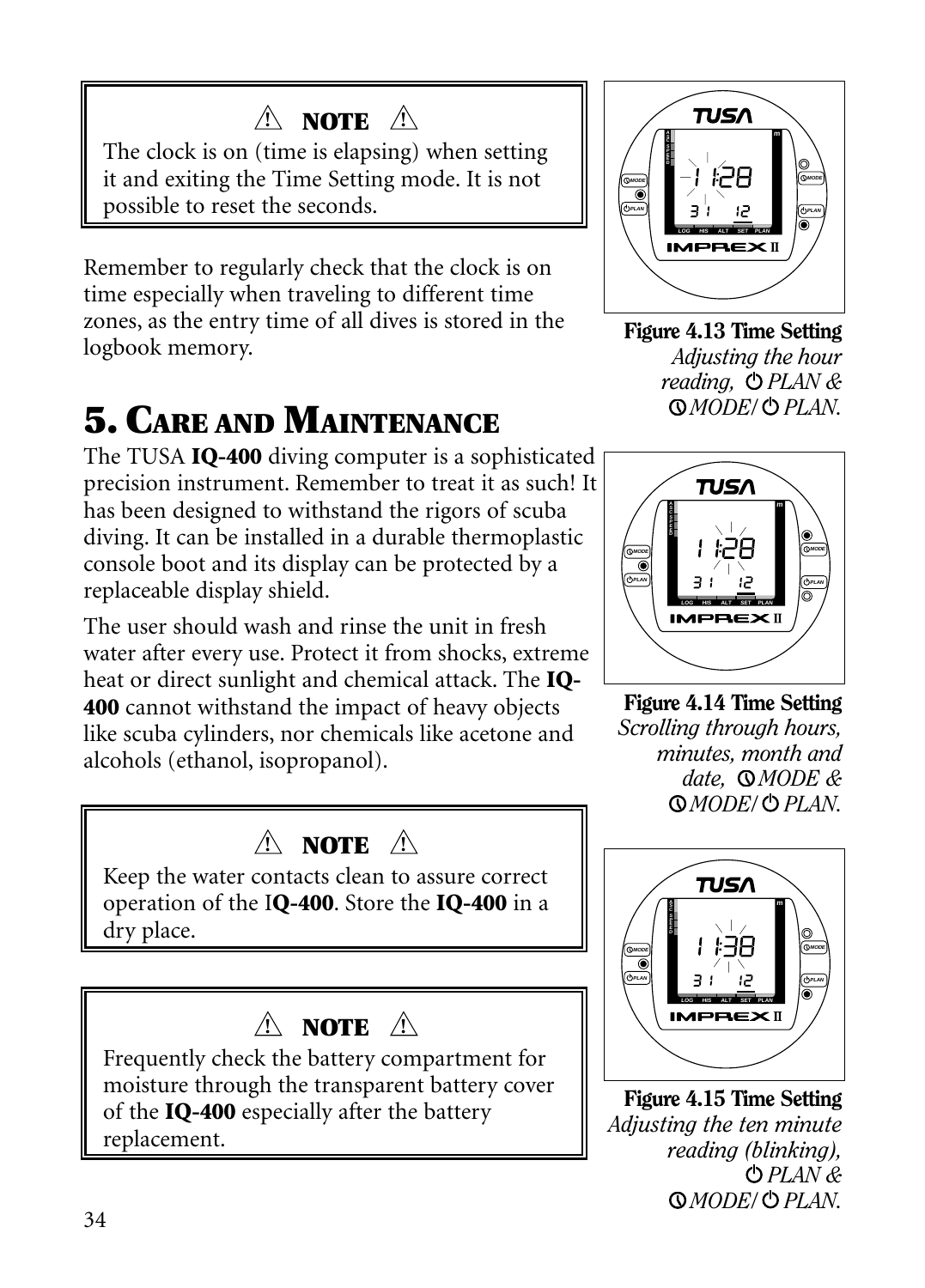> ⚠ **NOTE** ⚠
>
> The clock is on (time is elapsing) when setting it and exiting the Time Setting mode. It is not possible to reset the seconds.

Remember to regularly check that the clock is on time especially when traveling to different time zones, as the entry time of all dives is stored in the logbook memory.

**Figure 4.13 Time Setting** *Adjusting the hour reading, PLAN & MODE/ PLAN.*

# 5. Care and Maintenance

The TUSA **IQ-400** diving computer is a sophisticated precision instrument. Remember to treat it as such! It has been designed to withstand the rigors of scuba diving. It can be installed in a durable thermoplastic console boot and its display can be protected by a replaceable display shield.

The user should wash and rinse the unit in fresh water after every use. Protect it from shocks, extreme heat or direct sunlight and chemical attack. The **IQ-400** cannot withstand the impact of heavy objects like scuba cylinders, nor chemicals like acetone and alcohols (ethanol, isopropanol).

**Figure 4.14 Time Setting** *Scrolling through hours, minutes, month and date, MODE & MODE/ PLAN.*

> ⚠ **NOTE** ⚠
>
> Keep the water contacts clean to assure correct operation of the I**Q-400**. Store the **IQ-400** in a dry place.

> ⚠ **NOTE** ⚠
>
> Frequently check the battery compartment for moisture through the transparent battery cover of the **IQ-400** especially after the battery replacement.

**Figure 4.15 Time Setting** *Adjusting the ten minute reading (blinking), PLAN & MODE/ PLAN.*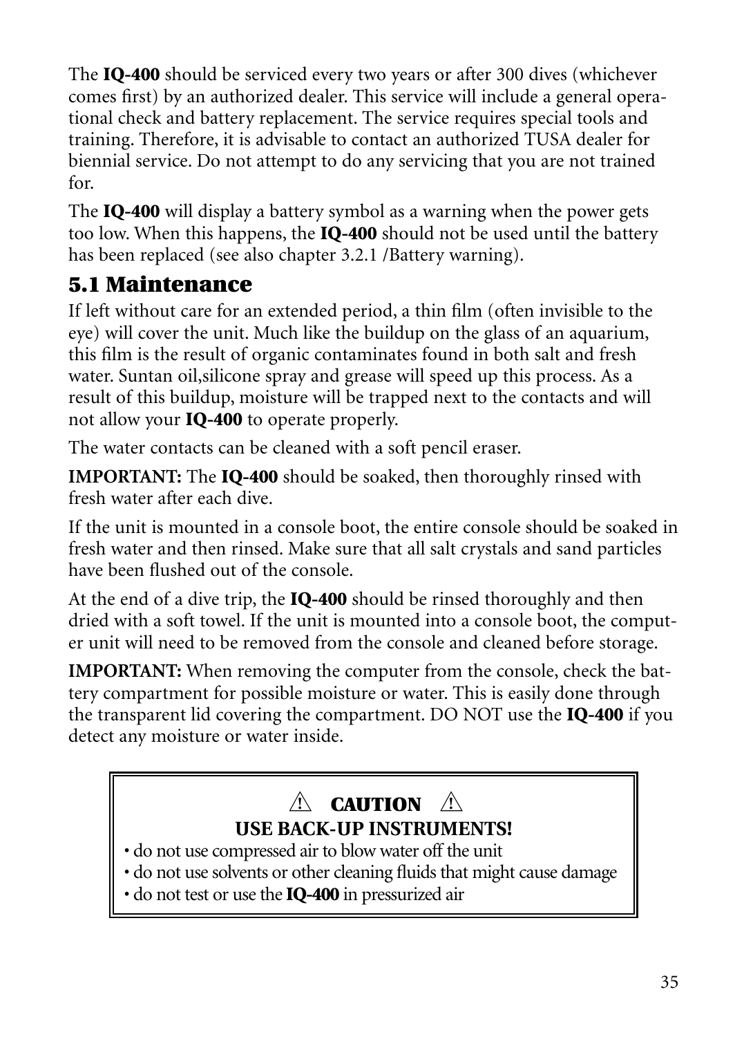The **IQ-400** should be serviced every two years or after 300 dives (whichever comes first) by an authorized dealer. This service will include a general operational check and battery replacement. The service requires special tools and training. Therefore, it is advisable to contact an authorized TUSA dealer for biennial service. Do not attempt to do any servicing that you are not trained for.

The **IQ-400** will display a battery symbol as a warning when the power gets too low. When this happens, the **IQ-400** should not be used until the battery has been replaced (see also chapter 3.2.1 /Battery warning).

## 5.1 Maintenance

If left without care for an extended period, a thin film (often invisible to the eye) will cover the unit. Much like the buildup on the glass of an aquarium, this film is the result of organic contaminates found in both salt and fresh water. Suntan oil,silicone spray and grease will speed up this process. As a result of this buildup, moisture will be trapped next to the contacts and will not allow your **IQ-400** to operate properly.

The water contacts can be cleaned with a soft pencil eraser.

**IMPORTANT:** The **IQ-400** should be soaked, then thoroughly rinsed with fresh water after each dive.

If the unit is mounted in a console boot, the entire console should be soaked in fresh water and then rinsed. Make sure that all salt crystals and sand particles have been flushed out of the console.

At the end of a dive trip, the **IQ-400** should be rinsed thoroughly and then dried with a soft towel. If the unit is mounted into a console boot, the computer unit will need to be removed from the console and cleaned before storage.

**IMPORTANT:** When removing the computer from the console, check the battery compartment for possible moisture or water. This is easily done through the transparent lid covering the compartment. DO NOT use the **IQ-400** if you detect any moisture or water inside.

> ⚠ **CAUTION** ⚠
>
> **USE BACK-UP INSTRUMENTS!**
>
> • do not use compressed air to blow water off the unit
> • do not use solvents or other cleaning fluids that might cause damage
> • do not test or use the **IQ-400** in pressurized air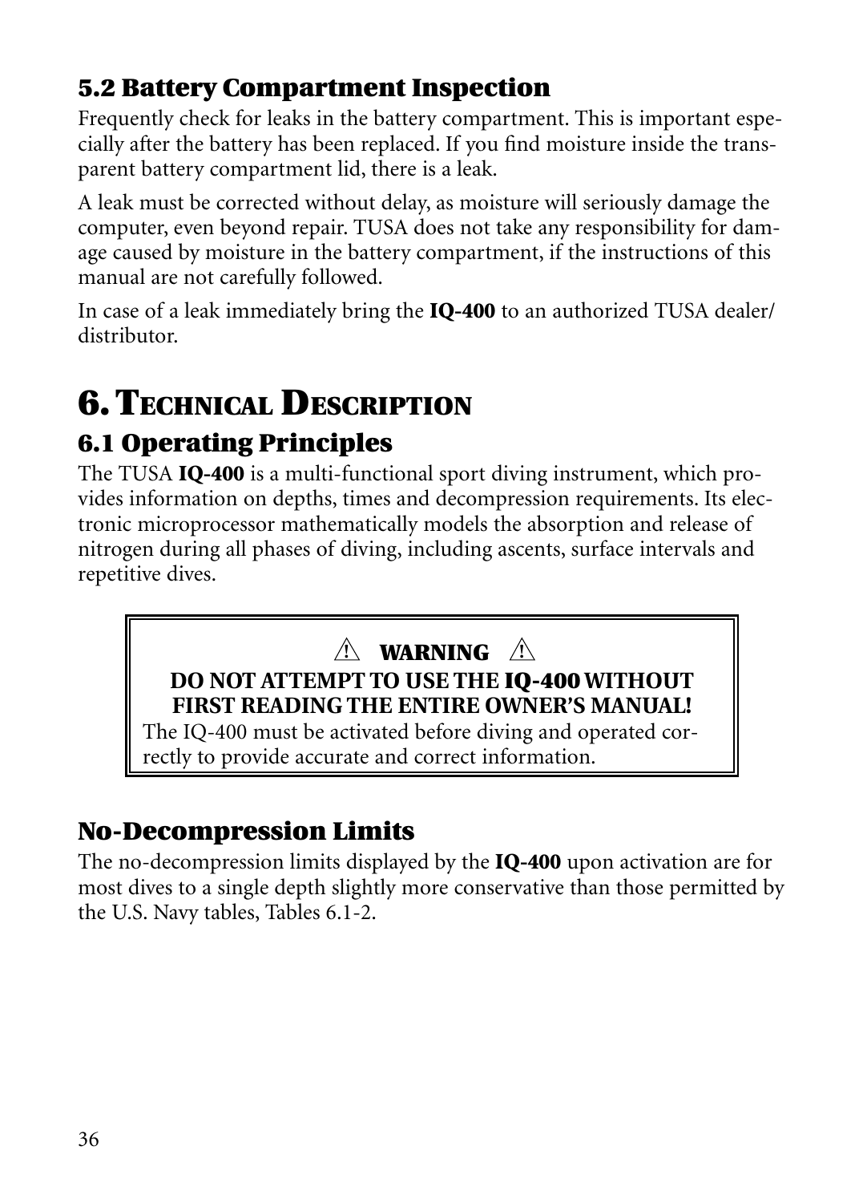### 5.2 Battery Compartment Inspection

Frequently check for leaks in the battery compartment. This is important especially after the battery has been replaced. If you find moisture inside the transparent battery compartment lid, there is a leak.

A leak must be corrected without delay, as moisture will seriously damage the computer, even beyond repair. TUSA does not take any responsibility for damage caused by moisture in the battery compartment, if the instructions of this manual are not carefully followed.

In case of a leak immediately bring the **IQ-400** to an authorized TUSA dealer/distributor.

# 6. Technical Description

### 6.1 Operating Principles

The TUSA **IQ-400** is a multi-functional sport diving instrument, which provides information on depths, times and decompression requirements. Its electronic microprocessor mathematically models the absorption and release of nitrogen during all phases of diving, including ascents, surface intervals and repetitive dives.

> ⚠ **WARNING** ⚠
>
> **DO NOT ATTEMPT TO USE THE IQ-400 WITHOUT FIRST READING THE ENTIRE OWNER'S MANUAL!**
>
> The IQ-400 must be activated before diving and operated correctly to provide accurate and correct information.

### No-Decompression Limits

The no-decompression limits displayed by the **IQ-400** upon activation are for most dives to a single depth slightly more conservative than those permitted by the U.S. Navy tables, Tables 6.1-2.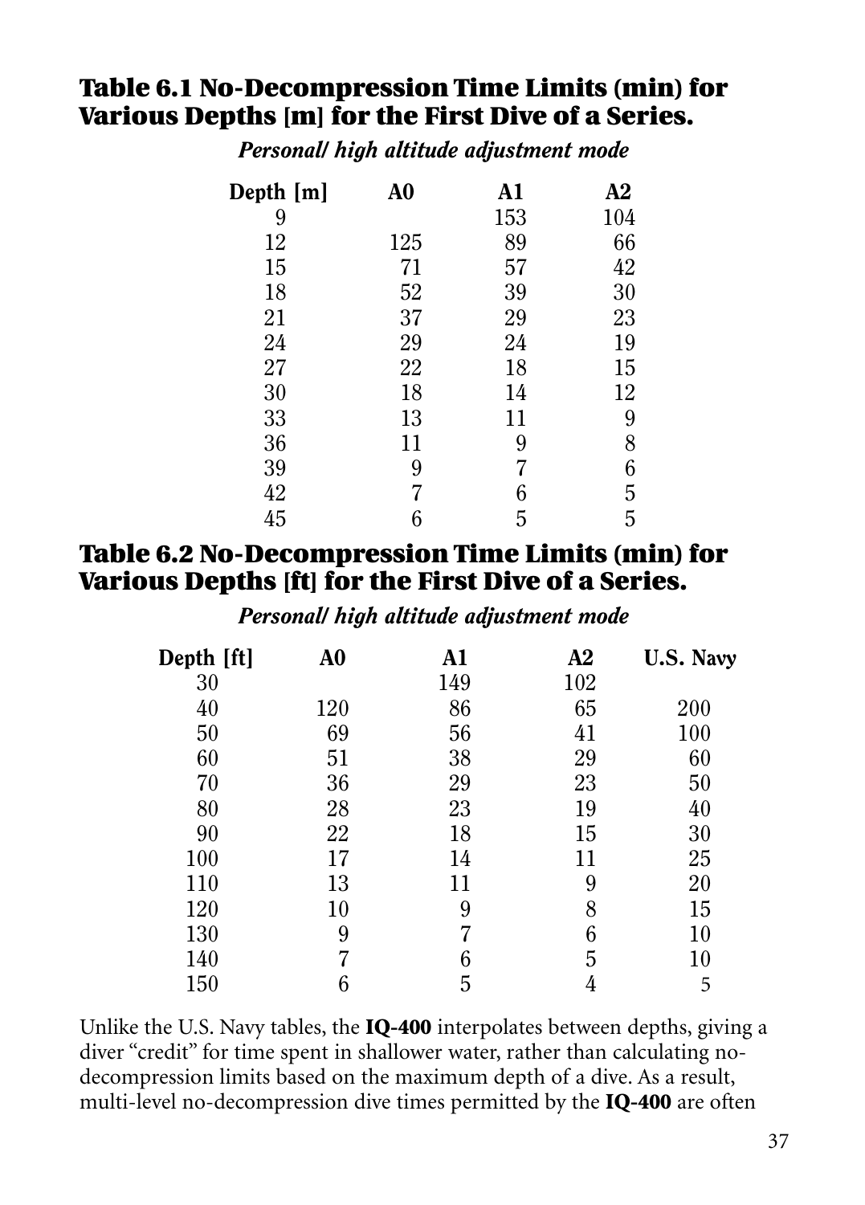## Table 6.1 No-Decompression Time Limits (min) for Various Depths [m] for the First Dive of a Series.

*Personal/ high altitude adjustment mode*

| Depth [m] | A0 | A1 | A2 |
|---|---|---|---|
| 9 | | 153 | 104 |
| 12 | 125 | 89 | 66 |
| 15 | 71 | 57 | 42 |
| 18 | 52 | 39 | 30 |
| 21 | 37 | 29 | 23 |
| 24 | 29 | 24 | 19 |
| 27 | 22 | 18 | 15 |
| 30 | 18 | 14 | 12 |
| 33 | 13 | 11 | 9 |
| 36 | 11 | 9 | 8 |
| 39 | 9 | 7 | 6 |
| 42 | 7 | 6 | 5 |
| 45 | 6 | 5 | 5 |

## Table 6.2 No-Decompression Time Limits (min) for Various Depths [ft] for the First Dive of a Series.

*Personal/ high altitude adjustment mode*

| Depth [ft] | A0 | A1 | A2 | U.S. Navy |
|---|---|---|---|---|
| 30 | | 149 | 102 | |
| 40 | 120 | 86 | 65 | 200 |
| 50 | 69 | 56 | 41 | 100 |
| 60 | 51 | 38 | 29 | 60 |
| 70 | 36 | 29 | 23 | 50 |
| 80 | 28 | 23 | 19 | 40 |
| 90 | 22 | 18 | 15 | 30 |
| 100 | 17 | 14 | 11 | 25 |
| 110 | 13 | 11 | 9 | 20 |
| 120 | 10 | 9 | 8 | 15 |
| 130 | 9 | 7 | 6 | 10 |
| 140 | 7 | 6 | 5 | 10 |
| 150 | 6 | 5 | 4 | 5 |

Unlike the U.S. Navy tables, the **IQ-400** interpolates between depths, giving a diver "credit" for time spent in shallower water, rather than calculating no-decompression limits based on the maximum depth of a dive. As a result, multi-level no-decompression dive times permitted by the **IQ-400** are often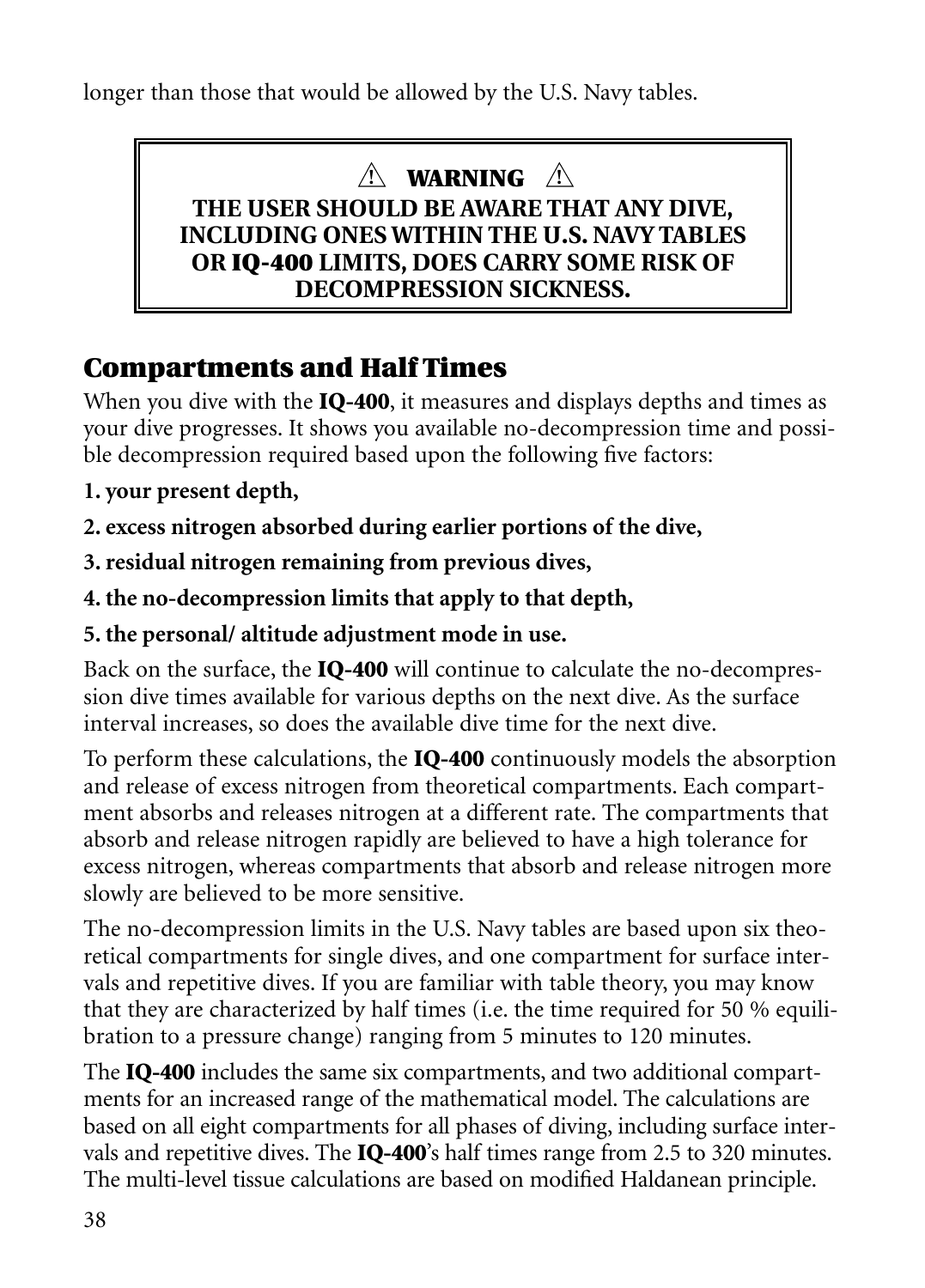longer than those that would be allowed by the U.S. Navy tables.

> ⚠ **WARNING** ⚠
> **THE USER SHOULD BE AWARE THAT ANY DIVE, INCLUDING ONES WITHIN THE U.S. NAVY TABLES OR IQ-400 LIMITS, DOES CARRY SOME RISK OF DECOMPRESSION SICKNESS.**

## Compartments and Half Times

When you dive with the **IQ-400**, it measures and displays depths and times as your dive progresses. It shows you available no-decompression time and possible decompression required based upon the following five factors:

**1. your present depth,**

**2. excess nitrogen absorbed during earlier portions of the dive,**

**3. residual nitrogen remaining from previous dives,**

**4. the no-decompression limits that apply to that depth,**

**5. the personal/ altitude adjustment mode in use.**

Back on the surface, the **IQ-400** will continue to calculate the no-decompression dive times available for various depths on the next dive. As the surface interval increases, so does the available dive time for the next dive.

To perform these calculations, the **IQ-400** continuously models the absorption and release of excess nitrogen from theoretical compartments. Each compartment absorbs and releases nitrogen at a different rate. The compartments that absorb and release nitrogen rapidly are believed to have a high tolerance for excess nitrogen, whereas compartments that absorb and release nitrogen more slowly are believed to be more sensitive.

The no-decompression limits in the U.S. Navy tables are based upon six theoretical compartments for single dives, and one compartment for surface intervals and repetitive dives. If you are familiar with table theory, you may know that they are characterized by half times (i.e. the time required for 50 % equilibration to a pressure change) ranging from 5 minutes to 120 minutes.

The **IQ-400** includes the same six compartments, and two additional compartments for an increased range of the mathematical model. The calculations are based on all eight compartments for all phases of diving, including surface intervals and repetitive dives. The **IQ-400**'s half times range from 2.5 to 320 minutes. The multi-level tissue calculations are based on modified Haldanean principle.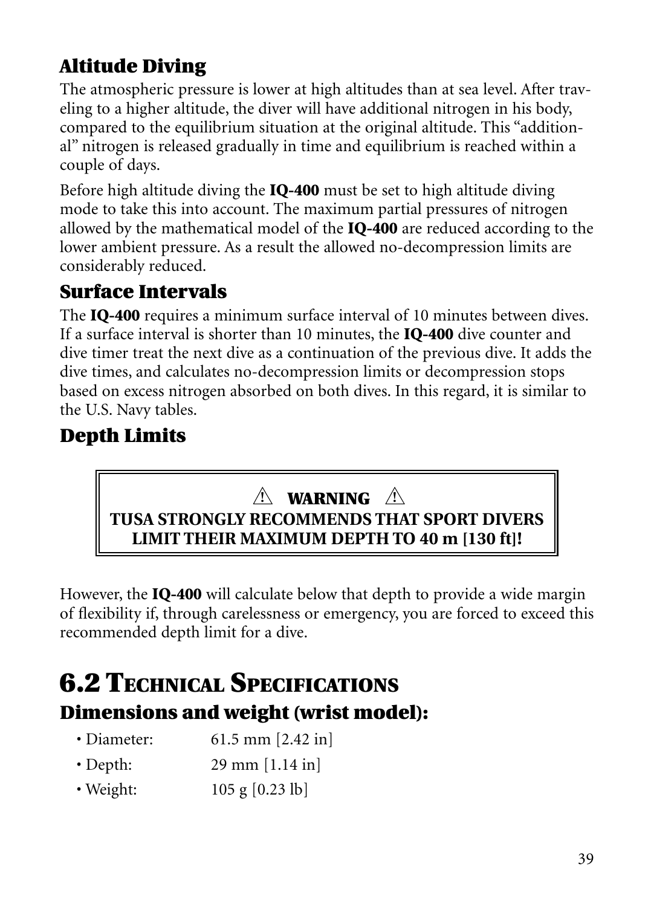### Altitude Diving

The atmospheric pressure is lower at high altitudes than at sea level. After traveling to a higher altitude, the diver will have additional nitrogen in his body, compared to the equilibrium situation at the original altitude. This “additional” nitrogen is released gradually in time and equilibrium is reached within a couple of days.

Before high altitude diving the **IQ-400** must be set to high altitude diving mode to take this into account. The maximum partial pressures of nitrogen allowed by the mathematical model of the **IQ-400** are reduced according to the lower ambient pressure. As a result the allowed no-decompression limits are considerably reduced.

### Surface Intervals

The **IQ-400** requires a minimum surface interval of 10 minutes between dives. If a surface interval is shorter than 10 minutes, the **IQ-400** dive counter and dive timer treat the next dive as a continuation of the previous dive. It adds the dive times, and calculates no-decompression limits or decompression stops based on excess nitrogen absorbed on both dives. In this regard, it is similar to the U.S. Navy tables.

### Depth Limits

> ⚠ **WARNING** ⚠
> **TUSA STRONGLY RECOMMENDS THAT SPORT DIVERS LIMIT THEIR MAXIMUM DEPTH TO 40 m [130 ft]!**

However, the **IQ-400** will calculate below that depth to provide a wide margin of flexibility if, through carelessness or emergency, you are forced to exceed this recommended depth limit for a dive.

## 6.2 Technical Specifications

### Dimensions and weight (wrist model):

- Diameter: 61.5 mm [2.42 in]
- Depth: 29 mm [1.14 in]
- Weight: 105 g [0.23 lb]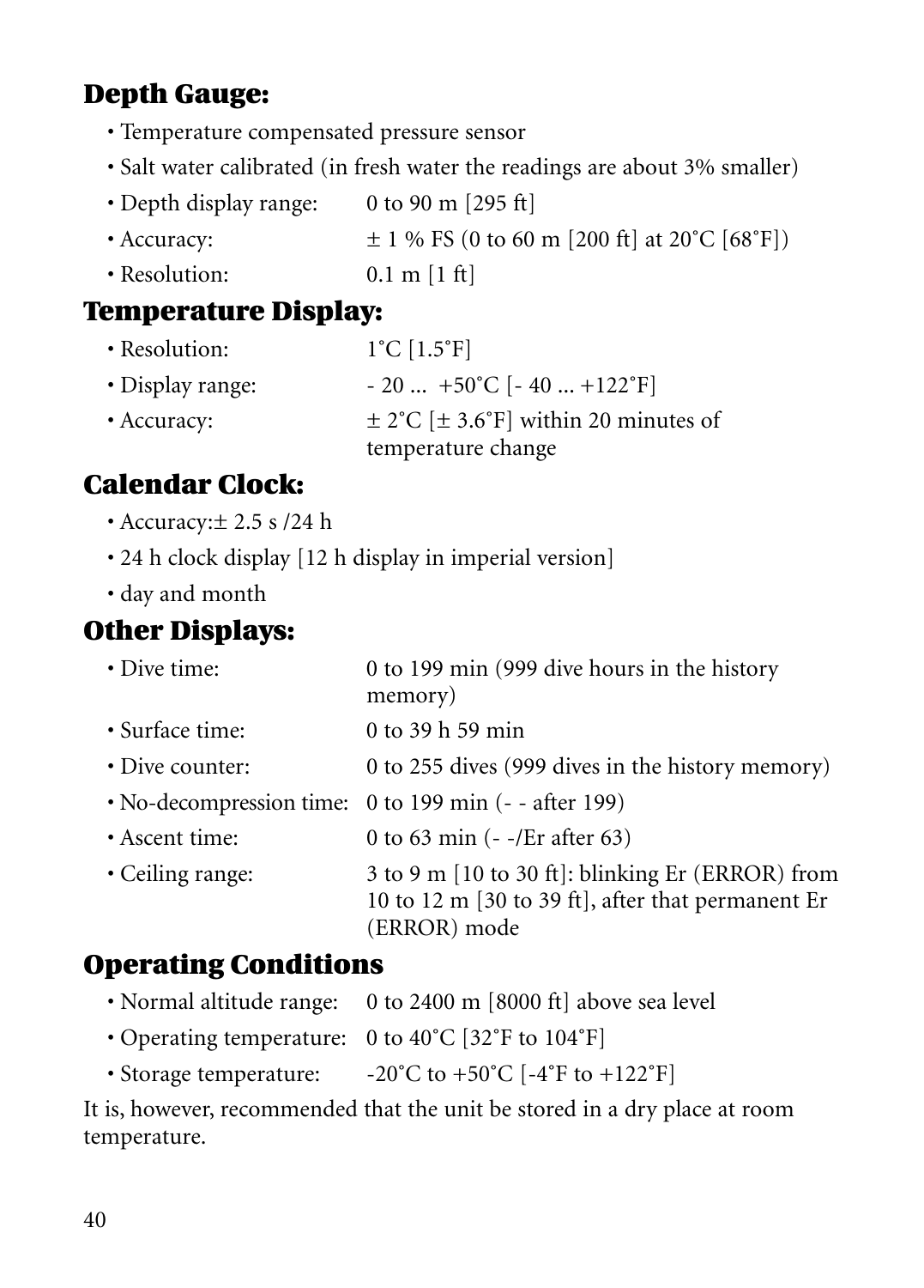## Depth Gauge:

- Temperature compensated pressure sensor
- Salt water calibrated (in fresh water the readings are about 3% smaller)
- Depth display range: 0 to 90 m [295 ft]
- Accuracy: ± 1 % FS (0 to 60 m [200 ft] at 20˚C [68˚F])
- Resolution: 0.1 m [1 ft]

## Temperature Display:

- Resolution: 1˚C [1.5˚F]
- Display range: - 20 ... +50˚C [- 40 ... +122˚F]
- Accuracy: ± 2˚C [± 3.6˚F] within 20 minutes of temperature change

## Calendar Clock:

- Accuracy:± 2.5 s /24 h
- 24 h clock display [12 h display in imperial version]
- day and month

## Other Displays:

- Dive time: 0 to 199 min (999 dive hours in the history memory)
- Surface time: 0 to 39 h 59 min
- Dive counter: 0 to 255 dives (999 dives in the history memory)
- No-decompression time: 0 to 199 min (- - after 199)
- Ascent time: 0 to 63 min (- -/Er after 63)
- Ceiling range: 3 to 9 m [10 to 30 ft]: blinking Er (ERROR) from 10 to 12 m [30 to 39 ft], after that permanent Er (ERROR) mode

## Operating Conditions

- Normal altitude range: 0 to 2400 m [8000 ft] above sea level
- Operating temperature: 0 to 40˚C [32˚F to 104˚F]
- Storage temperature: -20˚C to +50˚C [-4˚F to +122˚F]

It is, however, recommended that the unit be stored in a dry place at room temperature.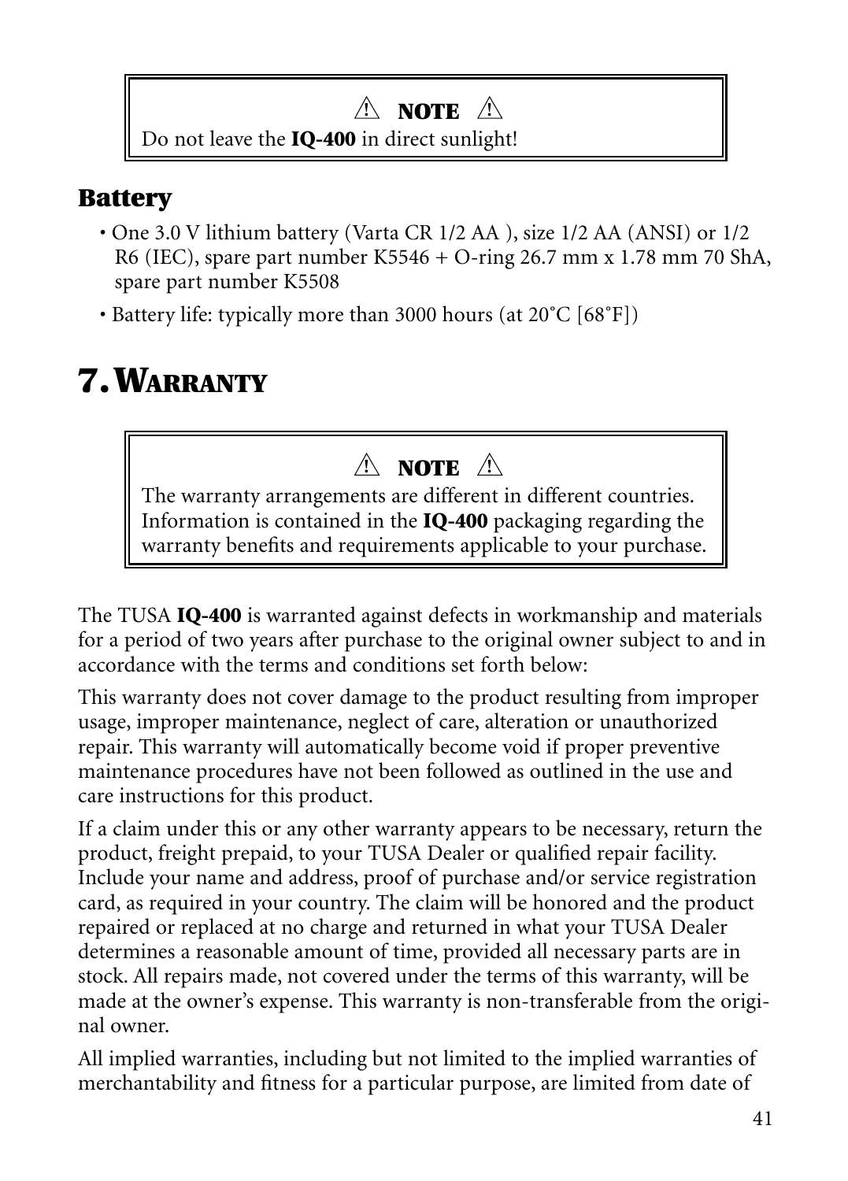> ⚠ **NOTE** ⚠
>
> Do not leave the **IQ-400** in direct sunlight!

### Battery

- One 3.0 V lithium battery (Varta CR 1/2 AA ), size 1/2 AA (ANSI) or 1/2 R6 (IEC), spare part number K5546 + O-ring 26.7 mm x 1.78 mm 70 ShA, spare part number K5508
- Battery life: typically more than 3000 hours (at 20˚C [68˚F])

## 7. Warranty

> ⚠ **NOTE** ⚠
>
> The warranty arrangements are different in different countries. Information is contained in the **IQ-400** packaging regarding the warranty benefits and requirements applicable to your purchase.

The TUSA **IQ-400** is warranted against defects in workmanship and materials for a period of two years after purchase to the original owner subject to and in accordance with the terms and conditions set forth below:

This warranty does not cover damage to the product resulting from improper usage, improper maintenance, neglect of care, alteration or unauthorized repair. This warranty will automatically become void if proper preventive maintenance procedures have not been followed as outlined in the use and care instructions for this product.

If a claim under this or any other warranty appears to be necessary, return the product, freight prepaid, to your TUSA Dealer or qualified repair facility. Include your name and address, proof of purchase and/or service registration card, as required in your country. The claim will be honored and the product repaired or replaced at no charge and returned in what your TUSA Dealer determines a reasonable amount of time, provided all necessary parts are in stock. All repairs made, not covered under the terms of this warranty, will be made at the owner's expense. This warranty is non-transferable from the original owner.

All implied warranties, including but not limited to the implied warranties of merchantability and fitness for a particular purpose, are limited from date of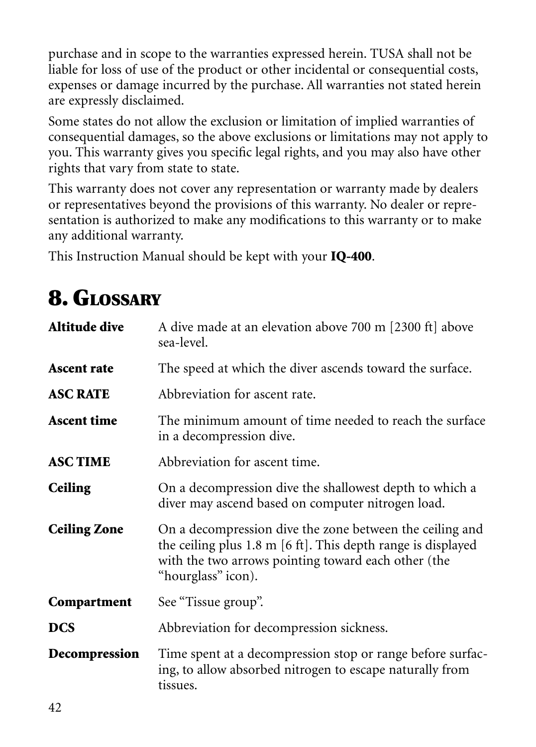purchase and in scope to the warranties expressed herein. TUSA shall not be liable for loss of use of the product or other incidental or consequential costs, expenses or damage incurred by the purchase. All warranties not stated herein are expressly disclaimed.

Some states do not allow the exclusion or limitation of implied warranties of consequential damages, so the above exclusions or limitations may not apply to you. This warranty gives you specific legal rights, and you may also have other rights that vary from state to state.

This warranty does not cover any representation or warranty made by dealers or representatives beyond the provisions of this warranty. No dealer or representation is authorized to make any modifications to this warranty or to make any additional warranty.

This Instruction Manual should be kept with your **IQ-400**.

# 8. Glossary

| | |
|---|---|
| **Altitude dive** | A dive made at an elevation above 700 m [2300 ft] above sea-level. |
| **Ascent rate** | The speed at which the diver ascends toward the surface. |
| **ASC RATE** | Abbreviation for ascent rate. |
| **Ascent time** | The minimum amount of time needed to reach the surface in a decompression dive. |
| **ASC TIME** | Abbreviation for ascent time. |
| **Ceiling** | On a decompression dive the shallowest depth to which a diver may ascend based on computer nitrogen load. |
| **Ceiling Zone** | On a decompression dive the zone between the ceiling and the ceiling plus 1.8 m [6 ft]. This depth range is displayed with the two arrows pointing toward each other (the "hourglass" icon). |
| **Compartment** | See "Tissue group". |
| **DCS** | Abbreviation for decompression sickness. |
| **Decompression** | Time spent at a decompression stop or range before surfacing, to allow absorbed nitrogen to escape naturally from tissues. |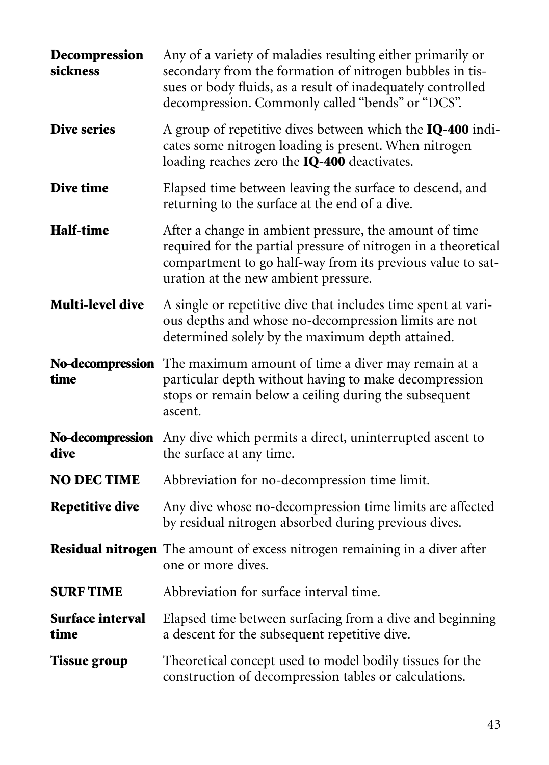| | |
|---|---|
| **Decompression sickness** | Any of a variety of maladies resulting either primarily or secondary from the formation of nitrogen bubbles in tissues or body fluids, as a result of inadequately controlled decompression. Commonly called "bends" or "DCS". |
| **Dive series** | A group of repetitive dives between which the **IQ-400** indicates some nitrogen loading is present. When nitrogen loading reaches zero the **IQ-400** deactivates. |
| **Dive time** | Elapsed time between leaving the surface to descend, and returning to the surface at the end of a dive. |
| **Half-time** | After a change in ambient pressure, the amount of time required for the partial pressure of nitrogen in a theoretical compartment to go half-way from its previous value to saturation at the new ambient pressure. |
| **Multi-level dive** | A single or repetitive dive that includes time spent at various depths and whose no-decompression limits are not determined solely by the maximum depth attained. |
| **No-decompression time** | The maximum amount of time a diver may remain at a particular depth without having to make decompression stops or remain below a ceiling during the subsequent ascent. |
| **No-decompression dive** | Any dive which permits a direct, uninterrupted ascent to the surface at any time. |
| **NO DEC TIME** | Abbreviation for no-decompression time limit. |
| **Repetitive dive** | Any dive whose no-decompression time limits are affected by residual nitrogen absorbed during previous dives. |
| **Residual nitrogen** | The amount of excess nitrogen remaining in a diver after one or more dives. |
| **SURF TIME** | Abbreviation for surface interval time. |
| **Surface interval time** | Elapsed time between surfacing from a dive and beginning a descent for the subsequent repetitive dive. |
| **Tissue group** | Theoretical concept used to model bodily tissues for the construction of decompression tables or calculations. |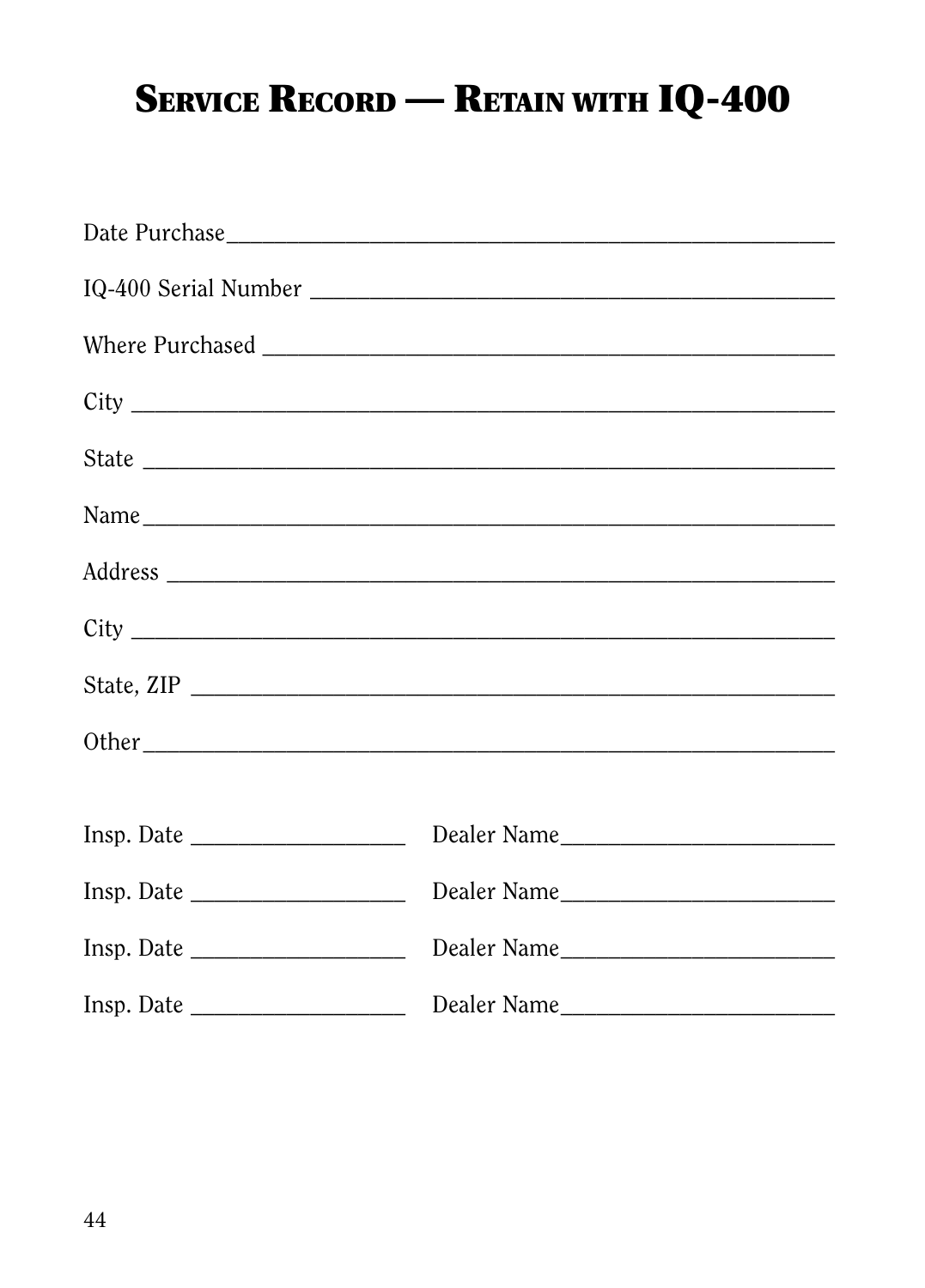# Service Record — Retain with IQ-400

Date Purchase_______________________________________________

IQ-400 Serial Number ________________________________________

Where Purchased ____________________________________________

City ______________________________________________________

State _____________________________________________________

Name_____________________________________________________

Address ___________________________________________________

City ______________________________________________________

State, ZIP _________________________________________________

Other_____________________________________________________

Insp. Date _________________ Dealer Name______________________

Insp. Date _________________ Dealer Name______________________

Insp. Date _________________ Dealer Name______________________

Insp. Date _________________ Dealer Name______________________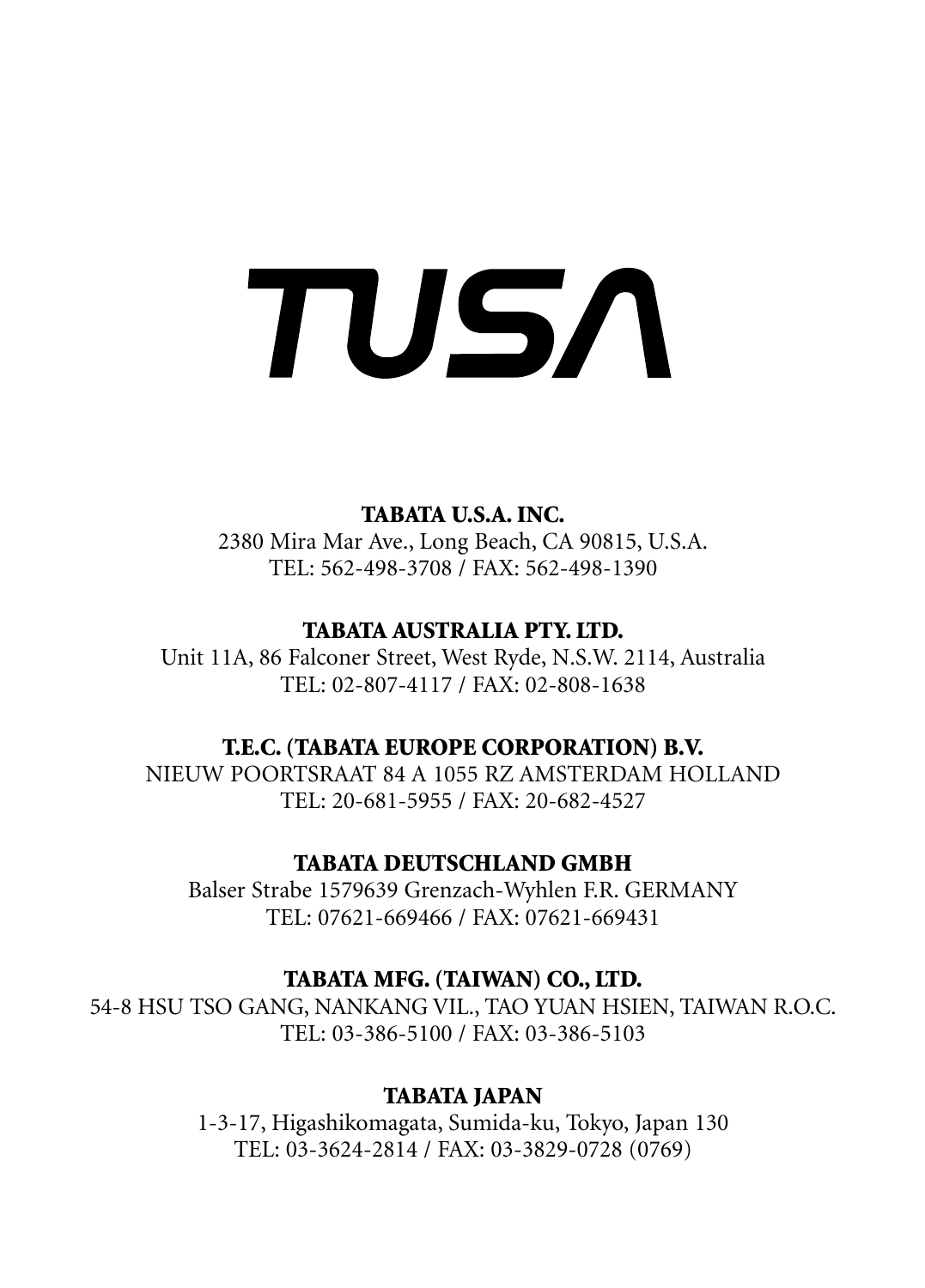# TUSA

**TABATA U.S.A. INC.**
2380 Mira Mar Ave., Long Beach, CA 90815, U.S.A.
TEL: 562-498-3708 / FAX: 562-498-1390

**TABATA AUSTRALIA PTY. LTD.**
Unit 11A, 86 Falconer Street, West Ryde, N.S.W. 2114, Australia
TEL: 02-807-4117 / FAX: 02-808-1638

**T.E.C. (TABATA EUROPE CORPORATION) B.V.**
NIEUW POORTSRAAT 84 A 1055 RZ AMSTERDAM HOLLAND
TEL: 20-681-5955 / FAX: 20-682-4527

**TABATA DEUTSCHLAND GMBH**
Balser Strabe 1579639 Grenzach-Wyhlen F.R. GERMANY
TEL: 07621-669466 / FAX: 07621-669431

**TABATA MFG. (TAIWAN) CO., LTD.**
54-8 HSU TSO GANG, NANKANG VIL., TAO YUAN HSIEN, TAIWAN R.O.C.
TEL: 03-386-5100 / FAX: 03-386-5103

**TABATA JAPAN**
1-3-17, Higashikomagata, Sumida-ku, Tokyo, Japan 130
TEL: 03-3624-2814 / FAX: 03-3829-0728 (0769)